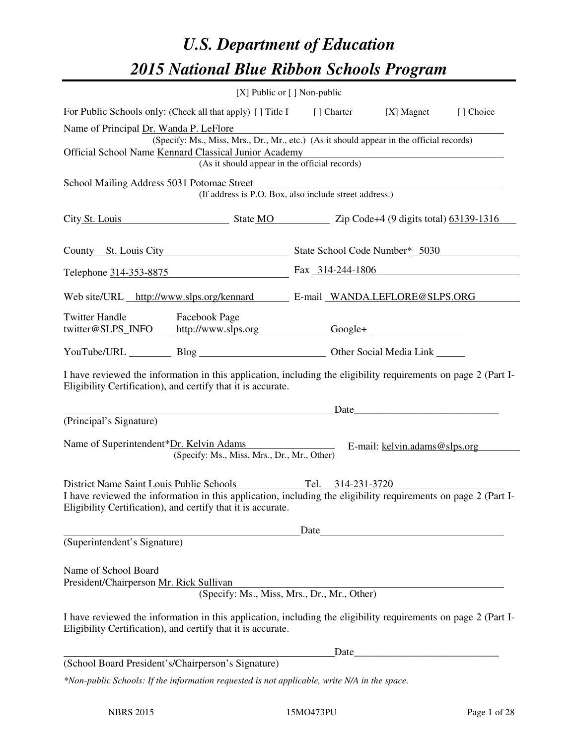# *U.S. Department of Education*

# *2015 National Blue Ribbon Schools Program*

[X] Public or [ ] Non-public

For Public Schools only: (Check all that apply) [ ] Title I [ ] Charter [X] Magnet [ ] Choice

Name of Principal Dr. Wanda P. LeFlore
(Specify: Ms., Miss, Mrs., Dr., Mr., etc.) (As it should appear in the official records)

Official School Name Kennard Classical Junior Academy
(As it should appear in the official records)

School Mailing Address 5031 Potomac Street
(If address is P.O. Box, also include street address.)

City St. Louis State MO Zip Code+4 (9 digits total) 63139-1316

County St. Louis City State School Code Number* 5030

Telephone 314-353-8875 Fax 314-244-1806

Web site/URL http://www.slps.org/kennard E-mail WANDA.LEFLORE@SLPS.ORG

Twitter Handle twitter@SLPS_INFO Facebook Page http://www.slps.org Google+ ______

YouTube/URL ______ Blog ______ Other Social Media Link ______

I have reviewed the information in this application, including the eligibility requirements on page 2 (Part I-Eligibility Certification), and certify that it is accurate.

______________________________ Date______________
(Principal's Signature)

Name of Superintendent* Dr. Kelvin Adams E-mail: kelvin.adams@slps.org
(Specify: Ms., Miss, Mrs., Dr., Mr., Other)

District Name Saint Louis Public Schools Tel. 314-231-3720

I have reviewed the information in this application, including the eligibility requirements on page 2 (Part I-Eligibility Certification), and certify that it is accurate.

______________________________ Date______________
(Superintendent's Signature)

Name of School Board
President/Chairperson Mr. Rick Sullivan
(Specify: Ms., Miss, Mrs., Dr., Mr., Other)

I have reviewed the information in this application, including the eligibility requirements on page 2 (Part I-Eligibility Certification), and certify that it is accurate.

______________________________ Date______________
(School Board President's/Chairperson's Signature)

*\*Non-public Schools: If the information requested is not applicable, write N/A in the space.*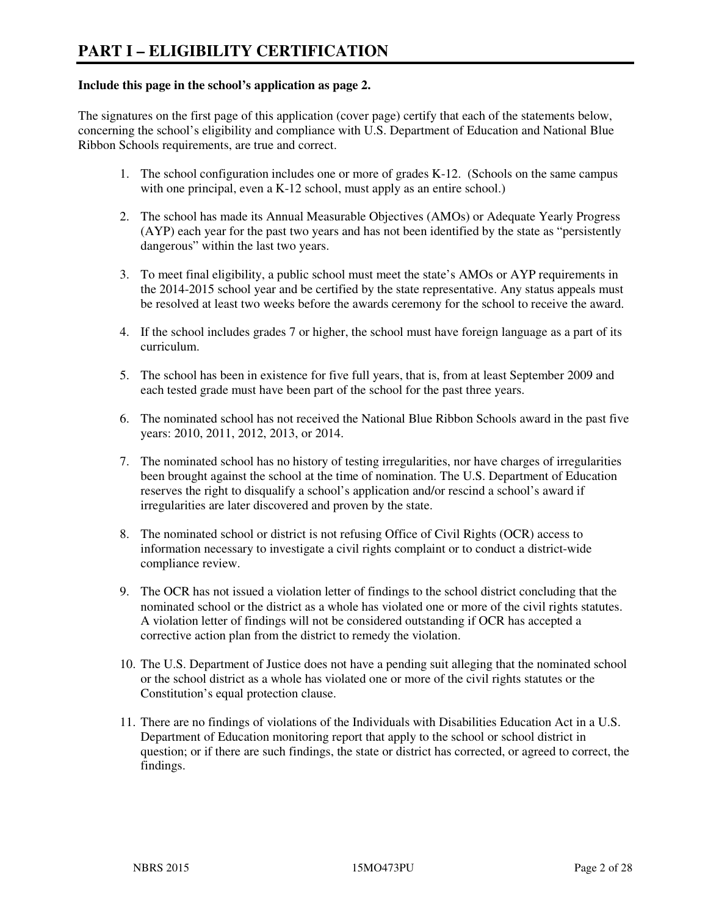# PART I – ELIGIBILITY CERTIFICATION

**Include this page in the school's application as page 2.**

The signatures on the first page of this application (cover page) certify that each of the statements below, concerning the school's eligibility and compliance with U.S. Department of Education and National Blue Ribbon Schools requirements, are true and correct.

1. The school configuration includes one or more of grades K-12. (Schools on the same campus with one principal, even a K-12 school, must apply as an entire school.)

2. The school has made its Annual Measurable Objectives (AMOs) or Adequate Yearly Progress (AYP) each year for the past two years and has not been identified by the state as "persistently dangerous" within the last two years.

3. To meet final eligibility, a public school must meet the state's AMOs or AYP requirements in the 2014-2015 school year and be certified by the state representative. Any status appeals must be resolved at least two weeks before the awards ceremony for the school to receive the award.

4. If the school includes grades 7 or higher, the school must have foreign language as a part of its curriculum.

5. The school has been in existence for five full years, that is, from at least September 2009 and each tested grade must have been part of the school for the past three years.

6. The nominated school has not received the National Blue Ribbon Schools award in the past five years: 2010, 2011, 2012, 2013, or 2014.

7. The nominated school has no history of testing irregularities, nor have charges of irregularities been brought against the school at the time of nomination. The U.S. Department of Education reserves the right to disqualify a school's application and/or rescind a school's award if irregularities are later discovered and proven by the state.

8. The nominated school or district is not refusing Office of Civil Rights (OCR) access to information necessary to investigate a civil rights complaint or to conduct a district-wide compliance review.

9. The OCR has not issued a violation letter of findings to the school district concluding that the nominated school or the district as a whole has violated one or more of the civil rights statutes. A violation letter of findings will not be considered outstanding if OCR has accepted a corrective action plan from the district to remedy the violation.

10. The U.S. Department of Justice does not have a pending suit alleging that the nominated school or the school district as a whole has violated one or more of the civil rights statutes or the Constitution's equal protection clause.

11. There are no findings of violations of the Individuals with Disabilities Education Act in a U.S. Department of Education monitoring report that apply to the school or school district in question; or if there are such findings, the state or district has corrected, or agreed to correct, the findings.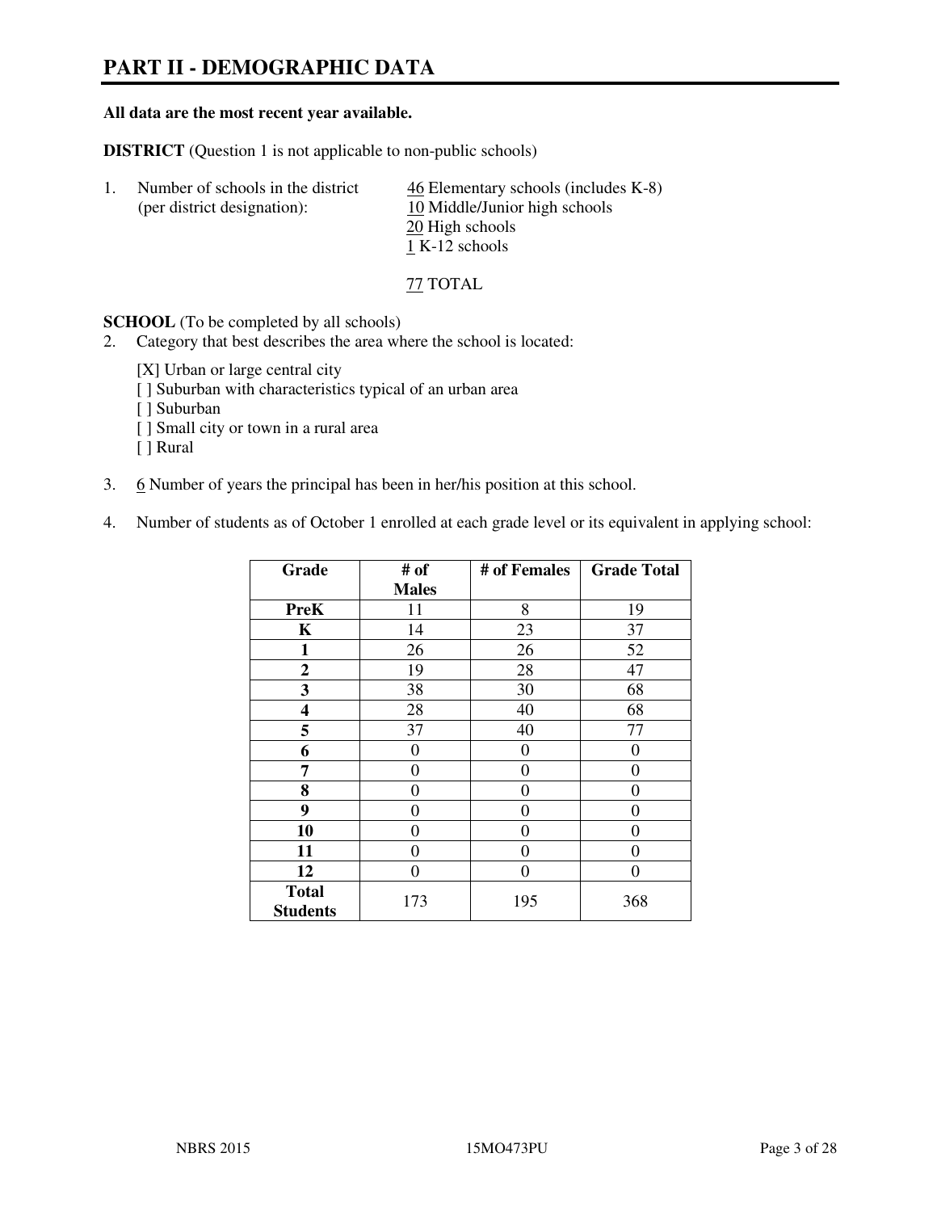# PART II - DEMOGRAPHIC DATA

**All data are the most recent year available.**

**DISTRICT** (Question 1 is not applicable to non-public schools)

1. Number of schools in the district (per district designation):
   46 Elementary schools (includes K-8)
   10 Middle/Junior high schools
   20 High schools
   1 K-12 schools

   77 TOTAL

**SCHOOL** (To be completed by all schools)

2. Category that best describes the area where the school is located:

   [X] Urban or large central city
   [ ] Suburban with characteristics typical of an urban area
   [ ] Suburban
   [ ] Small city or town in a rural area
   [ ] Rural

3. 6 Number of years the principal has been in her/his position at this school.

4. Number of students as of October 1 enrolled at each grade level or its equivalent in applying school:

| Grade | # of Males | # of Females | Grade Total |
|---|---|---|---|
| **PreK** | 11 | 8 | 19 |
| **K** | 14 | 23 | 37 |
| **1** | 26 | 26 | 52 |
| **2** | 19 | 28 | 47 |
| **3** | 38 | 30 | 68 |
| **4** | 28 | 40 | 68 |
| **5** | 37 | 40 | 77 |
| **6** | 0 | 0 | 0 |
| **7** | 0 | 0 | 0 |
| **8** | 0 | 0 | 0 |
| **9** | 0 | 0 | 0 |
| **10** | 0 | 0 | 0 |
| **11** | 0 | 0 | 0 |
| **12** | 0 | 0 | 0 |
| **Total Students** | 173 | 195 | 368 |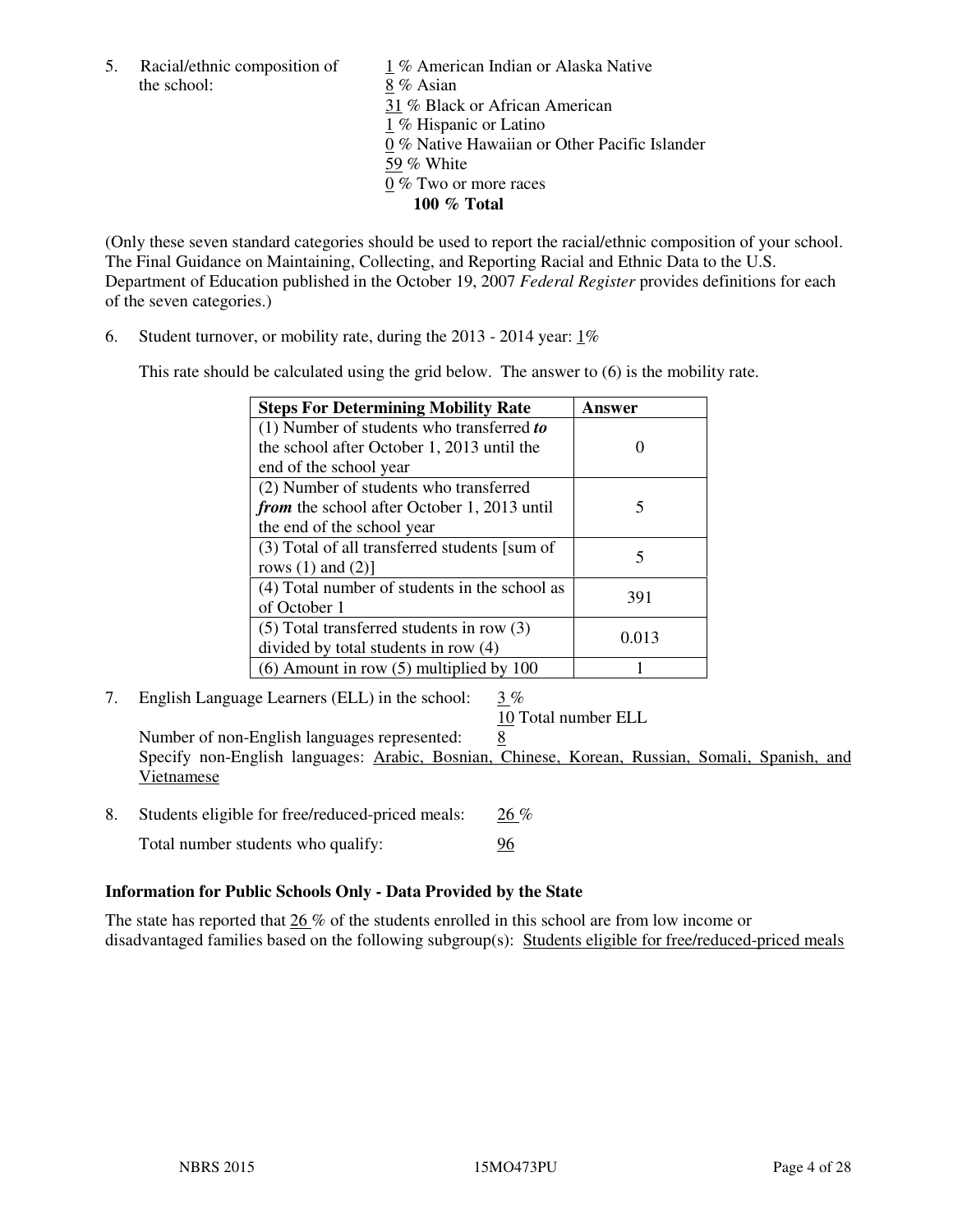5. Racial/ethnic composition of the school:

1 % American Indian or Alaska Native
8 % Asian
31 % Black or African American
1 % Hispanic or Latino
0 % Native Hawaiian or Other Pacific Islander
59 % White
0 % Two or more races
**100 % Total**

(Only these seven standard categories should be used to report the racial/ethnic composition of your school. The Final Guidance on Maintaining, Collecting, and Reporting Racial and Ethnic Data to the U.S. Department of Education published in the October 19, 2007 *Federal Register* provides definitions for each of the seven categories.)

6. Student turnover, or mobility rate, during the 2013 - 2014 year: 1%

This rate should be calculated using the grid below. The answer to (6) is the mobility rate.

| **Steps For Determining Mobility Rate** | **Answer** |
|---|---|
| (1) Number of students who transferred ***to*** the school after October 1, 2013 until the end of the school year | 0 |
| (2) Number of students who transferred ***from*** the school after October 1, 2013 until the end of the school year | 5 |
| (3) Total of all transferred students [sum of rows (1) and (2)] | 5 |
| (4) Total number of students in the school as of October 1 | 391 |
| (5) Total transferred students in row (3) divided by total students in row (4) | 0.013 |
| (6) Amount in row (5) multiplied by 100 | 1 |

7. English Language Learners (ELL) in the school: 3 %
10 Total number ELL

Number of non-English languages represented: 8
Specify non-English languages: Arabic, Bosnian, Chinese, Korean, Russian, Somali, Spanish, and Vietnamese

8. Students eligible for free/reduced-priced meals: 26 %

Total number students who qualify: 96

**Information for Public Schools Only - Data Provided by the State**

The state has reported that 26 % of the students enrolled in this school are from low income or disadvantaged families based on the following subgroup(s): Students eligible for free/reduced-priced meals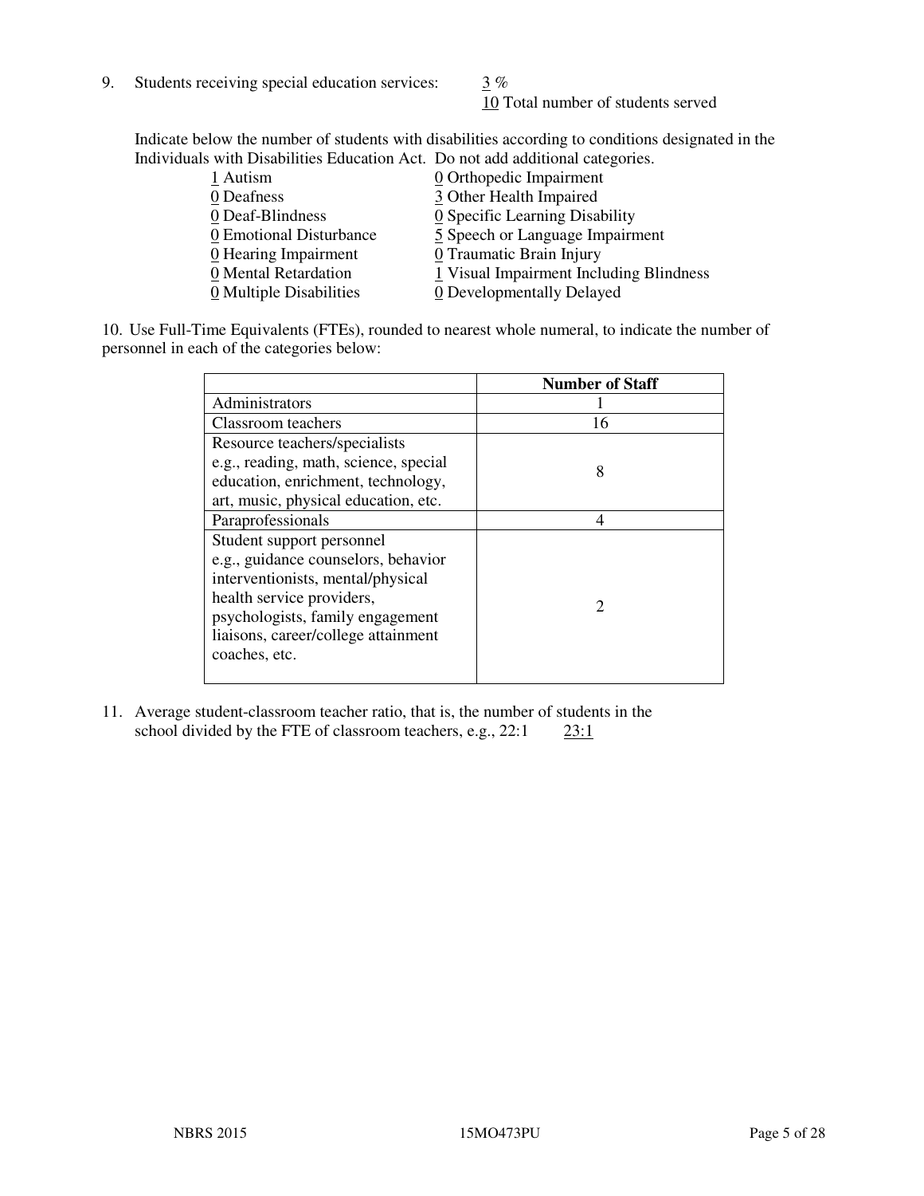9. Students receiving special education services: 3 %
   10 Total number of students served

Indicate below the number of students with disabilities according to conditions designated in the Individuals with Disabilities Education Act. Do not add additional categories.

| | |
|---|---|
| 1 Autism | 0 Orthopedic Impairment |
| 0 Deafness | 3 Other Health Impaired |
| 0 Deaf-Blindness | 0 Specific Learning Disability |
| 0 Emotional Disturbance | 5 Speech or Language Impairment |
| 0 Hearing Impairment | 0 Traumatic Brain Injury |
| 0 Mental Retardation | 1 Visual Impairment Including Blindness |
| 0 Multiple Disabilities | 0 Developmentally Delayed |

10. Use Full-Time Equivalents (FTEs), rounded to nearest whole numeral, to indicate the number of personnel in each of the categories below:

| | **Number of Staff** |
|---|---|
| Administrators | 1 |
| Classroom teachers | 16 |
| Resource teachers/specialists e.g., reading, math, science, special education, enrichment, technology, art, music, physical education, etc. | 8 |
| Paraprofessionals | 4 |
| Student support personnel e.g., guidance counselors, behavior interventionists, mental/physical health service providers, psychologists, family engagement liaisons, career/college attainment coaches, etc. | 2 |

11. Average student-classroom teacher ratio, that is, the number of students in the school divided by the FTE of classroom teachers, e.g., 22:1 23:1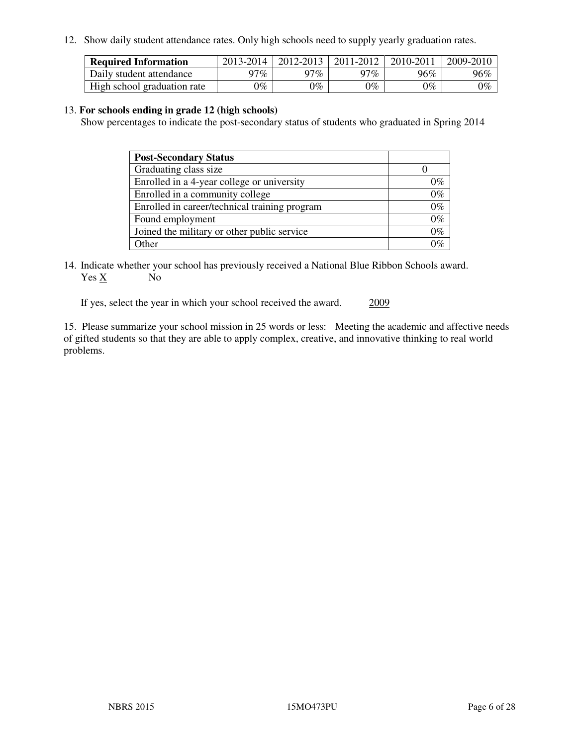12. Show daily student attendance rates. Only high schools need to supply yearly graduation rates.

| Required Information | 2013-2014 | 2012-2013 | 2011-2012 | 2010-2011 | 2009-2010 |
|---|---|---|---|---|---|
| Daily student attendance | 97% | 97% | 97% | 96% | 96% |
| High school graduation rate | 0% | 0% | 0% | 0% | 0% |

13. **For schools ending in grade 12 (high schools)**
Show percentages to indicate the post-secondary status of students who graduated in Spring 2014

| Post-Secondary Status | |
|---|---|
| Graduating class size | 0 |
| Enrolled in a 4-year college or university | 0% |
| Enrolled in a community college | 0% |
| Enrolled in career/technical training program | 0% |
| Found employment | 0% |
| Joined the military or other public service | 0% |
| Other | 0% |

14. Indicate whether your school has previously received a National Blue Ribbon Schools award.
Yes X No

If yes, select the year in which your school received the award. 2009

15. Please summarize your school mission in 25 words or less: Meeting the academic and affective needs of gifted students so that they are able to apply complex, creative, and innovative thinking to real world problems.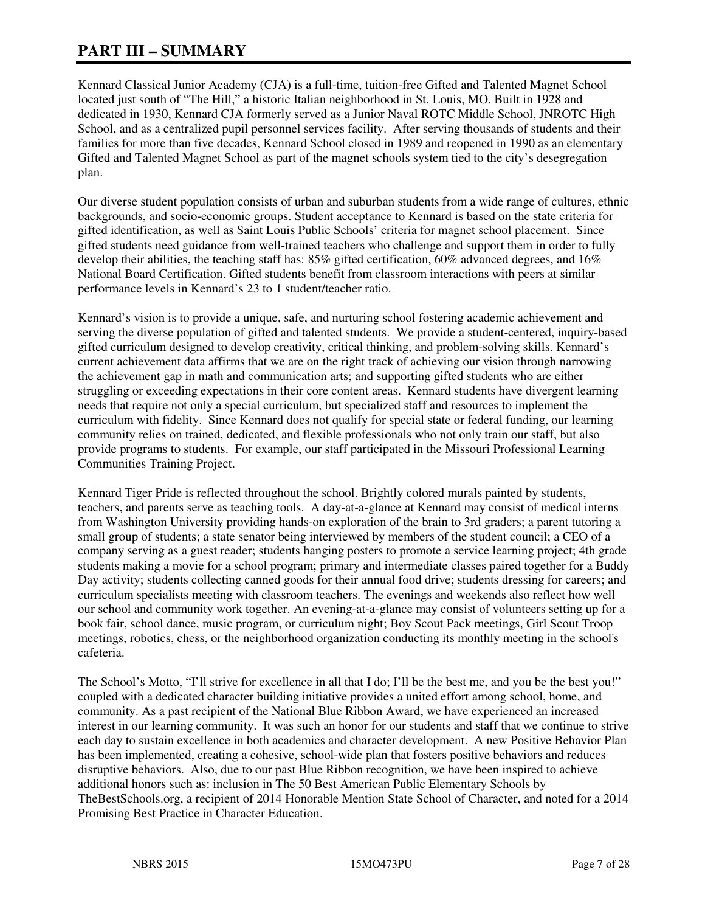# PART III – SUMMARY

Kennard Classical Junior Academy (CJA) is a full-time, tuition-free Gifted and Talented Magnet School located just south of "The Hill," a historic Italian neighborhood in St. Louis, MO. Built in 1928 and dedicated in 1930, Kennard CJA formerly served as a Junior Naval ROTC Middle School, JNROTC High School, and as a centralized pupil personnel services facility. After serving thousands of students and their families for more than five decades, Kennard School closed in 1989 and reopened in 1990 as an elementary Gifted and Talented Magnet School as part of the magnet schools system tied to the city's desegregation plan.

Our diverse student population consists of urban and suburban students from a wide range of cultures, ethnic backgrounds, and socio-economic groups. Student acceptance to Kennard is based on the state criteria for gifted identification, as well as Saint Louis Public Schools' criteria for magnet school placement. Since gifted students need guidance from well-trained teachers who challenge and support them in order to fully develop their abilities, the teaching staff has: 85% gifted certification, 60% advanced degrees, and 16% National Board Certification. Gifted students benefit from classroom interactions with peers at similar performance levels in Kennard's 23 to 1 student/teacher ratio.

Kennard's vision is to provide a unique, safe, and nurturing school fostering academic achievement and serving the diverse population of gifted and talented students. We provide a student-centered, inquiry-based gifted curriculum designed to develop creativity, critical thinking, and problem-solving skills. Kennard's current achievement data affirms that we are on the right track of achieving our vision through narrowing the achievement gap in math and communication arts; and supporting gifted students who are either struggling or exceeding expectations in their core content areas. Kennard students have divergent learning needs that require not only a special curriculum, but specialized staff and resources to implement the curriculum with fidelity. Since Kennard does not qualify for special state or federal funding, our learning community relies on trained, dedicated, and flexible professionals who not only train our staff, but also provide programs to students. For example, our staff participated in the Missouri Professional Learning Communities Training Project.

Kennard Tiger Pride is reflected throughout the school. Brightly colored murals painted by students, teachers, and parents serve as teaching tools. A day-at-a-glance at Kennard may consist of medical interns from Washington University providing hands-on exploration of the brain to 3rd graders; a parent tutoring a small group of students; a state senator being interviewed by members of the student council; a CEO of a company serving as a guest reader; students hanging posters to promote a service learning project; 4th grade students making a movie for a school program; primary and intermediate classes paired together for a Buddy Day activity; students collecting canned goods for their annual food drive; students dressing for careers; and curriculum specialists meeting with classroom teachers. The evenings and weekends also reflect how well our school and community work together. An evening-at-a-glance may consist of volunteers setting up for a book fair, school dance, music program, or curriculum night; Boy Scout Pack meetings, Girl Scout Troop meetings, robotics, chess, or the neighborhood organization conducting its monthly meeting in the school's cafeteria.

The School's Motto, "I'll strive for excellence in all that I do; I'll be the best me, and you be the best you!" coupled with a dedicated character building initiative provides a united effort among school, home, and community. As a past recipient of the National Blue Ribbon Award, we have experienced an increased interest in our learning community. It was such an honor for our students and staff that we continue to strive each day to sustain excellence in both academics and character development. A new Positive Behavior Plan has been implemented, creating a cohesive, school-wide plan that fosters positive behaviors and reduces disruptive behaviors. Also, due to our past Blue Ribbon recognition, we have been inspired to achieve additional honors such as: inclusion in The 50 Best American Public Elementary Schools by TheBestSchools.org, a recipient of 2014 Honorable Mention State School of Character, and noted for a 2014 Promising Best Practice in Character Education.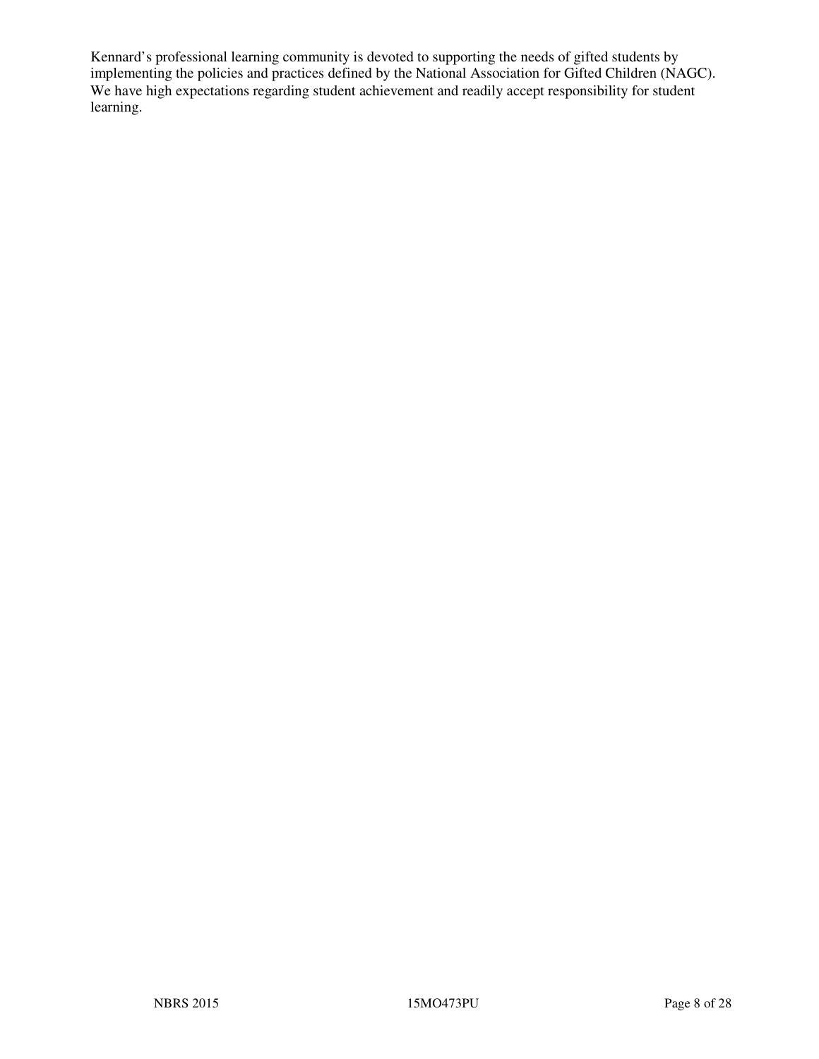Kennard's professional learning community is devoted to supporting the needs of gifted students by implementing the policies and practices defined by the National Association for Gifted Children (NAGC). We have high expectations regarding student achievement and readily accept responsibility for student learning.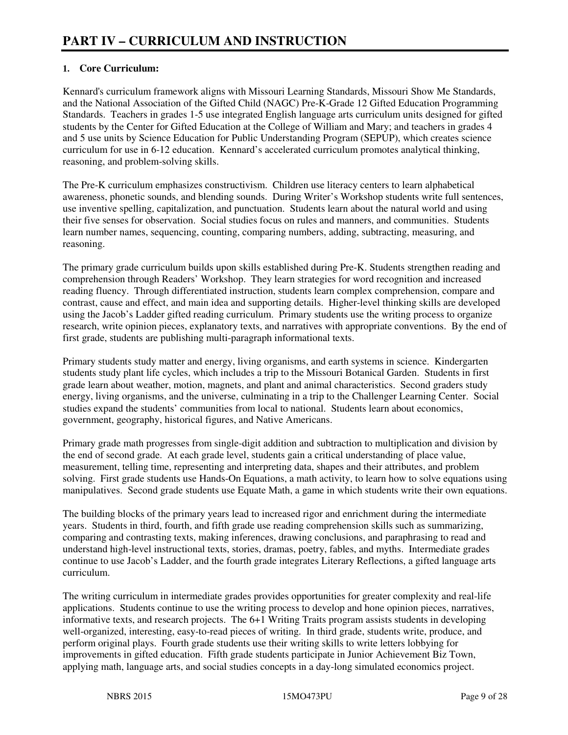# PART IV – CURRICULUM AND INSTRUCTION

**1. Core Curriculum:**

Kennard's curriculum framework aligns with Missouri Learning Standards, Missouri Show Me Standards, and the National Association of the Gifted Child (NAGC) Pre-K-Grade 12 Gifted Education Programming Standards. Teachers in grades 1-5 use integrated English language arts curriculum units designed for gifted students by the Center for Gifted Education at the College of William and Mary; and teachers in grades 4 and 5 use units by Science Education for Public Understanding Program (SEPUP), which creates science curriculum for use in 6-12 education. Kennard's accelerated curriculum promotes analytical thinking, reasoning, and problem-solving skills.

The Pre-K curriculum emphasizes constructivism. Children use literacy centers to learn alphabetical awareness, phonetic sounds, and blending sounds. During Writer's Workshop students write full sentences, use inventive spelling, capitalization, and punctuation. Students learn about the natural world and using their five senses for observation. Social studies focus on rules and manners, and communities. Students learn number names, sequencing, counting, comparing numbers, adding, subtracting, measuring, and reasoning.

The primary grade curriculum builds upon skills established during Pre-K. Students strengthen reading and comprehension through Readers' Workshop. They learn strategies for word recognition and increased reading fluency. Through differentiated instruction, students learn complex comprehension, compare and contrast, cause and effect, and main idea and supporting details. Higher-level thinking skills are developed using the Jacob's Ladder gifted reading curriculum. Primary students use the writing process to organize research, write opinion pieces, explanatory texts, and narratives with appropriate conventions. By the end of first grade, students are publishing multi-paragraph informational texts.

Primary students study matter and energy, living organisms, and earth systems in science. Kindergarten students study plant life cycles, which includes a trip to the Missouri Botanical Garden. Students in first grade learn about weather, motion, magnets, and plant and animal characteristics. Second graders study energy, living organisms, and the universe, culminating in a trip to the Challenger Learning Center. Social studies expand the students' communities from local to national. Students learn about economics, government, geography, historical figures, and Native Americans.

Primary grade math progresses from single-digit addition and subtraction to multiplication and division by the end of second grade. At each grade level, students gain a critical understanding of place value, measurement, telling time, representing and interpreting data, shapes and their attributes, and problem solving. First grade students use Hands-On Equations, a math activity, to learn how to solve equations using manipulatives. Second grade students use Equate Math, a game in which students write their own equations.

The building blocks of the primary years lead to increased rigor and enrichment during the intermediate years. Students in third, fourth, and fifth grade use reading comprehension skills such as summarizing, comparing and contrasting texts, making inferences, drawing conclusions, and paraphrasing to read and understand high-level instructional texts, stories, dramas, poetry, fables, and myths. Intermediate grades continue to use Jacob's Ladder, and the fourth grade integrates Literary Reflections, a gifted language arts curriculum.

The writing curriculum in intermediate grades provides opportunities for greater complexity and real-life applications. Students continue to use the writing process to develop and hone opinion pieces, narratives, informative texts, and research projects. The 6+1 Writing Traits program assists students in developing well-organized, interesting, easy-to-read pieces of writing. In third grade, students write, produce, and perform original plays. Fourth grade students use their writing skills to write letters lobbying for improvements in gifted education. Fifth grade students participate in Junior Achievement Biz Town, applying math, language arts, and social studies concepts in a day-long simulated economics project.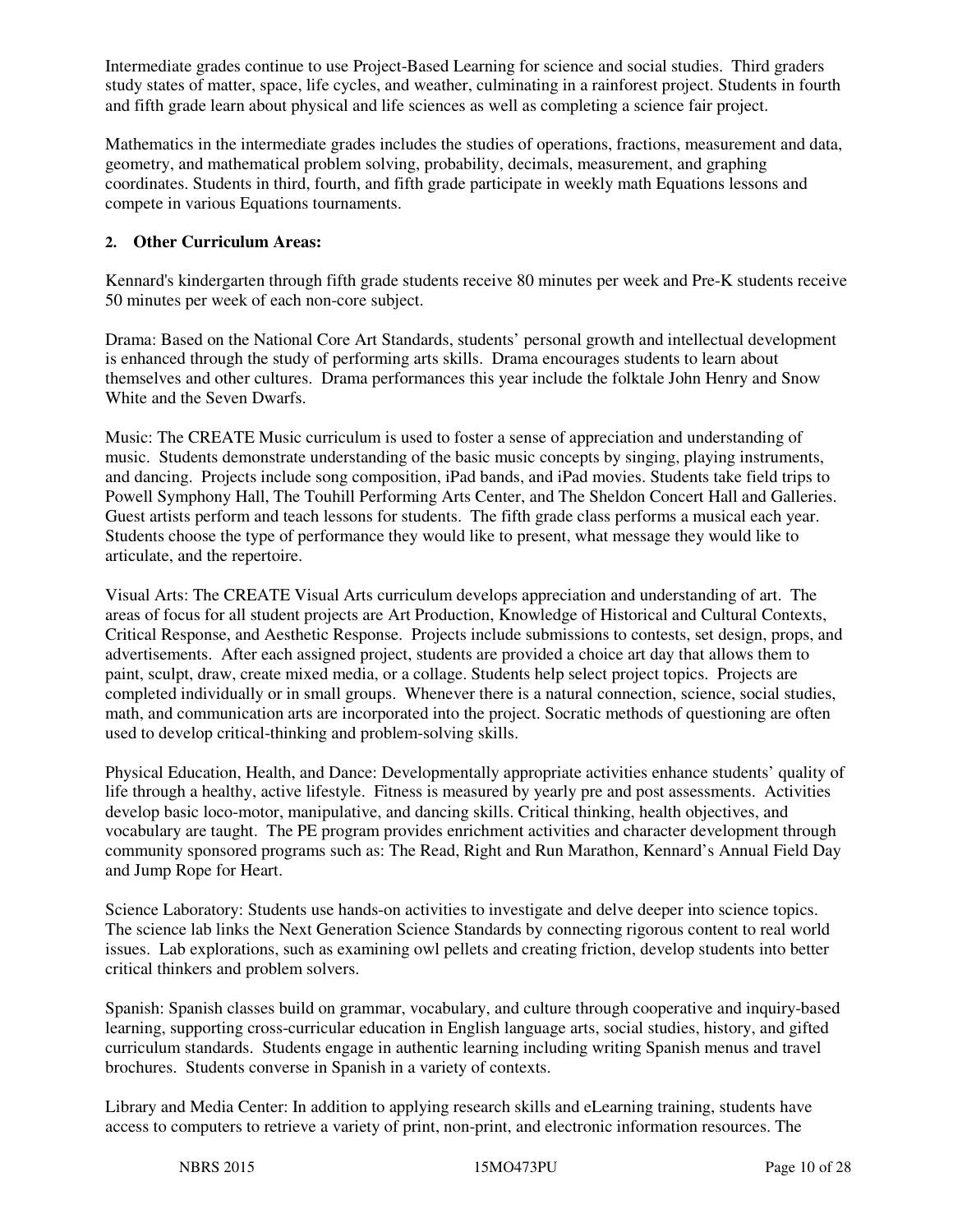Intermediate grades continue to use Project-Based Learning for science and social studies. Third graders study states of matter, space, life cycles, and weather, culminating in a rainforest project. Students in fourth and fifth grade learn about physical and life sciences as well as completing a science fair project.

Mathematics in the intermediate grades includes the studies of operations, fractions, measurement and data, geometry, and mathematical problem solving, probability, decimals, measurement, and graphing coordinates. Students in third, fourth, and fifth grade participate in weekly math Equations lessons and compete in various Equations tournaments.

**2. Other Curriculum Areas:**

Kennard's kindergarten through fifth grade students receive 80 minutes per week and Pre-K students receive 50 minutes per week of each non-core subject.

Drama: Based on the National Core Art Standards, students' personal growth and intellectual development is enhanced through the study of performing arts skills. Drama encourages students to learn about themselves and other cultures. Drama performances this year include the folktale John Henry and Snow White and the Seven Dwarfs.

Music: The CREATE Music curriculum is used to foster a sense of appreciation and understanding of music. Students demonstrate understanding of the basic music concepts by singing, playing instruments, and dancing. Projects include song composition, iPad bands, and iPad movies. Students take field trips to Powell Symphony Hall, The Touhill Performing Arts Center, and The Sheldon Concert Hall and Galleries. Guest artists perform and teach lessons for students. The fifth grade class performs a musical each year. Students choose the type of performance they would like to present, what message they would like to articulate, and the repertoire.

Visual Arts: The CREATE Visual Arts curriculum develops appreciation and understanding of art. The areas of focus for all student projects are Art Production, Knowledge of Historical and Cultural Contexts, Critical Response, and Aesthetic Response. Projects include submissions to contests, set design, props, and advertisements. After each assigned project, students are provided a choice art day that allows them to paint, sculpt, draw, create mixed media, or a collage. Students help select project topics. Projects are completed individually or in small groups. Whenever there is a natural connection, science, social studies, math, and communication arts are incorporated into the project. Socratic methods of questioning are often used to develop critical-thinking and problem-solving skills.

Physical Education, Health, and Dance: Developmentally appropriate activities enhance students' quality of life through a healthy, active lifestyle. Fitness is measured by yearly pre and post assessments. Activities develop basic loco-motor, manipulative, and dancing skills. Critical thinking, health objectives, and vocabulary are taught. The PE program provides enrichment activities and character development through community sponsored programs such as: The Read, Right and Run Marathon, Kennard's Annual Field Day and Jump Rope for Heart.

Science Laboratory: Students use hands-on activities to investigate and delve deeper into science topics. The science lab links the Next Generation Science Standards by connecting rigorous content to real world issues. Lab explorations, such as examining owl pellets and creating friction, develop students into better critical thinkers and problem solvers.

Spanish: Spanish classes build on grammar, vocabulary, and culture through cooperative and inquiry-based learning, supporting cross-curricular education in English language arts, social studies, history, and gifted curriculum standards. Students engage in authentic learning including writing Spanish menus and travel brochures. Students converse in Spanish in a variety of contexts.

Library and Media Center: In addition to applying research skills and eLearning training, students have access to computers to retrieve a variety of print, non-print, and electronic information resources. The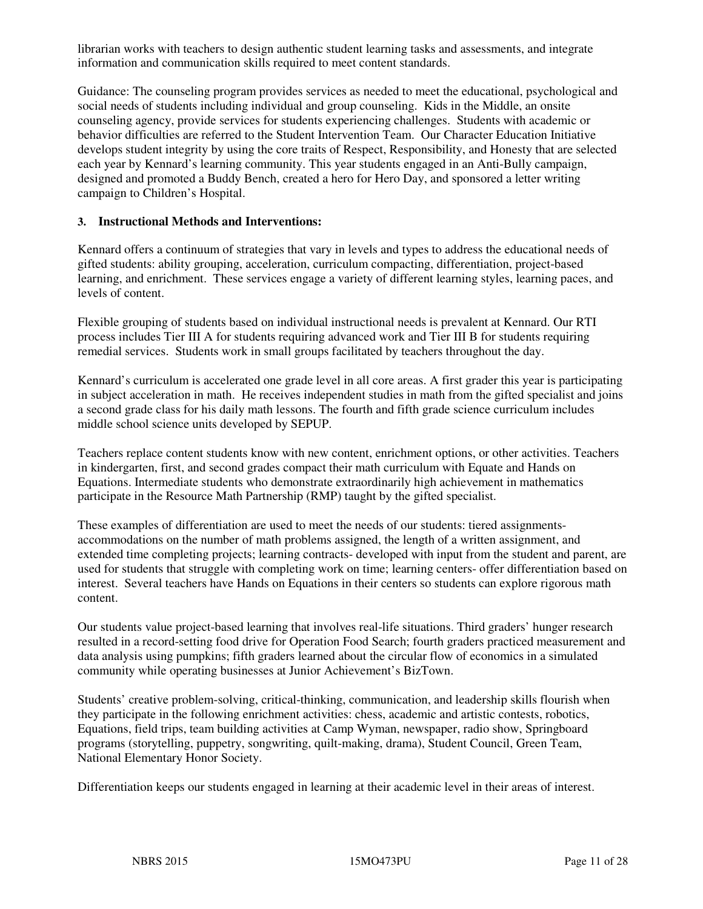librarian works with teachers to design authentic student learning tasks and assessments, and integrate information and communication skills required to meet content standards.

Guidance: The counseling program provides services as needed to meet the educational, psychological and social needs of students including individual and group counseling. Kids in the Middle, an onsite counseling agency, provide services for students experiencing challenges. Students with academic or behavior difficulties are referred to the Student Intervention Team. Our Character Education Initiative develops student integrity by using the core traits of Respect, Responsibility, and Honesty that are selected each year by Kennard's learning community. This year students engaged in an Anti-Bully campaign, designed and promoted a Buddy Bench, created a hero for Hero Day, and sponsored a letter writing campaign to Children's Hospital.

### 3. Instructional Methods and Interventions:

Kennard offers a continuum of strategies that vary in levels and types to address the educational needs of gifted students: ability grouping, acceleration, curriculum compacting, differentiation, project-based learning, and enrichment. These services engage a variety of different learning styles, learning paces, and levels of content.

Flexible grouping of students based on individual instructional needs is prevalent at Kennard. Our RTI process includes Tier III A for students requiring advanced work and Tier III B for students requiring remedial services. Students work in small groups facilitated by teachers throughout the day.

Kennard's curriculum is accelerated one grade level in all core areas. A first grader this year is participating in subject acceleration in math. He receives independent studies in math from the gifted specialist and joins a second grade class for his daily math lessons. The fourth and fifth grade science curriculum includes middle school science units developed by SEPUP.

Teachers replace content students know with new content, enrichment options, or other activities. Teachers in kindergarten, first, and second grades compact their math curriculum with Equate and Hands on Equations. Intermediate students who demonstrate extraordinarily high achievement in mathematics participate in the Resource Math Partnership (RMP) taught by the gifted specialist.

These examples of differentiation are used to meet the needs of our students: tiered assignments- accommodations on the number of math problems assigned, the length of a written assignment, and extended time completing projects; learning contracts- developed with input from the student and parent, are used for students that struggle with completing work on time; learning centers- offer differentiation based on interest. Several teachers have Hands on Equations in their centers so students can explore rigorous math content.

Our students value project-based learning that involves real-life situations. Third graders' hunger research resulted in a record-setting food drive for Operation Food Search; fourth graders practiced measurement and data analysis using pumpkins; fifth graders learned about the circular flow of economics in a simulated community while operating businesses at Junior Achievement's BizTown.

Students' creative problem-solving, critical-thinking, communication, and leadership skills flourish when they participate in the following enrichment activities: chess, academic and artistic contests, robotics, Equations, field trips, team building activities at Camp Wyman, newspaper, radio show, Springboard programs (storytelling, puppetry, songwriting, quilt-making, drama), Student Council, Green Team, National Elementary Honor Society.

Differentiation keeps our students engaged in learning at their academic level in their areas of interest.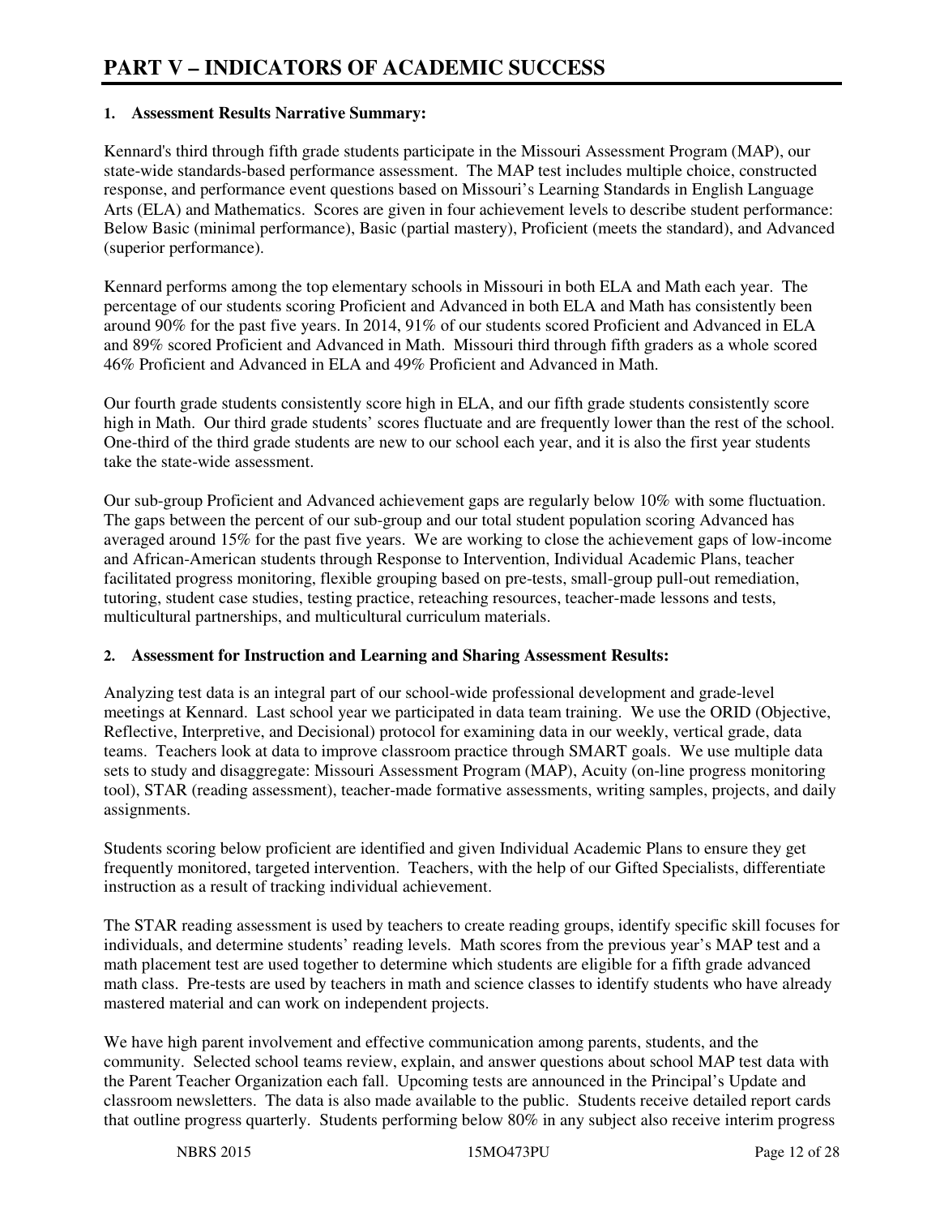# PART V – INDICATORS OF ACADEMIC SUCCESS

**1. Assessment Results Narrative Summary:**

Kennard's third through fifth grade students participate in the Missouri Assessment Program (MAP), our state-wide standards-based performance assessment. The MAP test includes multiple choice, constructed response, and performance event questions based on Missouri's Learning Standards in English Language Arts (ELA) and Mathematics. Scores are given in four achievement levels to describe student performance: Below Basic (minimal performance), Basic (partial mastery), Proficient (meets the standard), and Advanced (superior performance).

Kennard performs among the top elementary schools in Missouri in both ELA and Math each year. The percentage of our students scoring Proficient and Advanced in both ELA and Math has consistently been around 90% for the past five years. In 2014, 91% of our students scored Proficient and Advanced in ELA and 89% scored Proficient and Advanced in Math. Missouri third through fifth graders as a whole scored 46% Proficient and Advanced in ELA and 49% Proficient and Advanced in Math.

Our fourth grade students consistently score high in ELA, and our fifth grade students consistently score high in Math. Our third grade students' scores fluctuate and are frequently lower than the rest of the school. One-third of the third grade students are new to our school each year, and it is also the first year students take the state-wide assessment.

Our sub-group Proficient and Advanced achievement gaps are regularly below 10% with some fluctuation. The gaps between the percent of our sub-group and our total student population scoring Advanced has averaged around 15% for the past five years. We are working to close the achievement gaps of low-income and African-American students through Response to Intervention, Individual Academic Plans, teacher facilitated progress monitoring, flexible grouping based on pre-tests, small-group pull-out remediation, tutoring, student case studies, testing practice, reteaching resources, teacher-made lessons and tests, multicultural partnerships, and multicultural curriculum materials.

**2. Assessment for Instruction and Learning and Sharing Assessment Results:**

Analyzing test data is an integral part of our school-wide professional development and grade-level meetings at Kennard. Last school year we participated in data team training. We use the ORID (Objective, Reflective, Interpretive, and Decisional) protocol for examining data in our weekly, vertical grade, data teams. Teachers look at data to improve classroom practice through SMART goals. We use multiple data sets to study and disaggregate: Missouri Assessment Program (MAP), Acuity (on-line progress monitoring tool), STAR (reading assessment), teacher-made formative assessments, writing samples, projects, and daily assignments.

Students scoring below proficient are identified and given Individual Academic Plans to ensure they get frequently monitored, targeted intervention. Teachers, with the help of our Gifted Specialists, differentiate instruction as a result of tracking individual achievement.

The STAR reading assessment is used by teachers to create reading groups, identify specific skill focuses for individuals, and determine students' reading levels. Math scores from the previous year's MAP test and a math placement test are used together to determine which students are eligible for a fifth grade advanced math class. Pre-tests are used by teachers in math and science classes to identify students who have already mastered material and can work on independent projects.

We have high parent involvement and effective communication among parents, students, and the community. Selected school teams review, explain, and answer questions about school MAP test data with the Parent Teacher Organization each fall. Upcoming tests are announced in the Principal's Update and classroom newsletters. The data is also made available to the public. Students receive detailed report cards that outline progress quarterly. Students performing below 80% in any subject also receive interim progress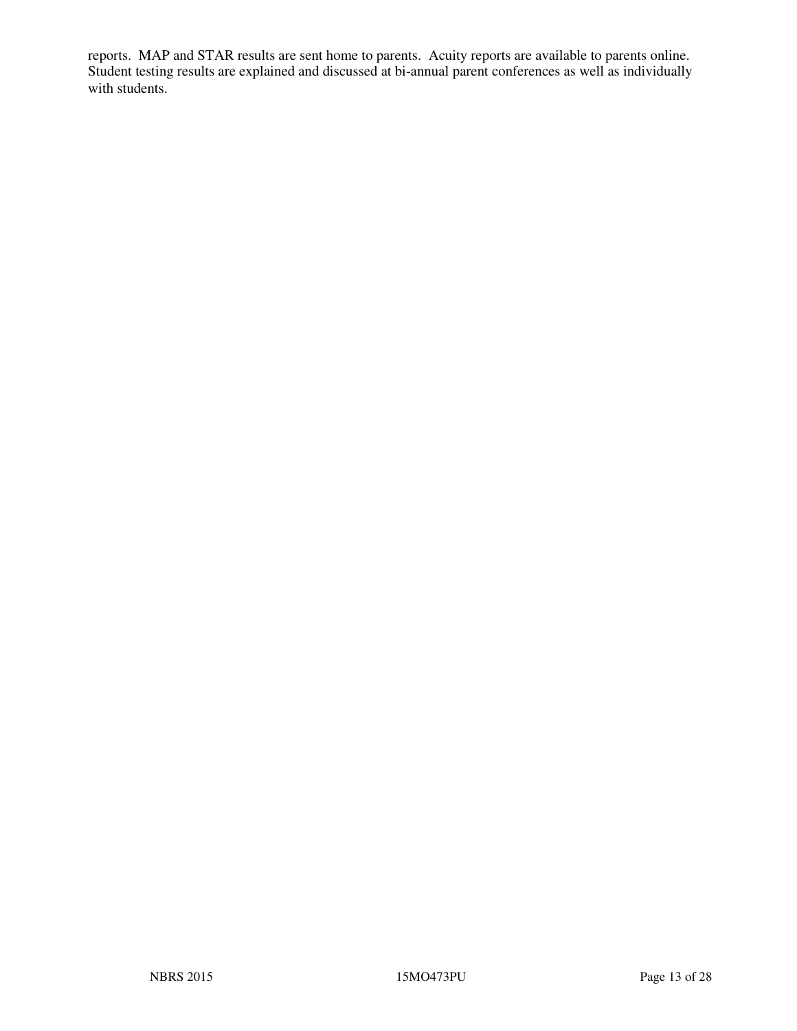reports. MAP and STAR results are sent home to parents. Acuity reports are available to parents online. Student testing results are explained and discussed at bi-annual parent conferences as well as individually with students.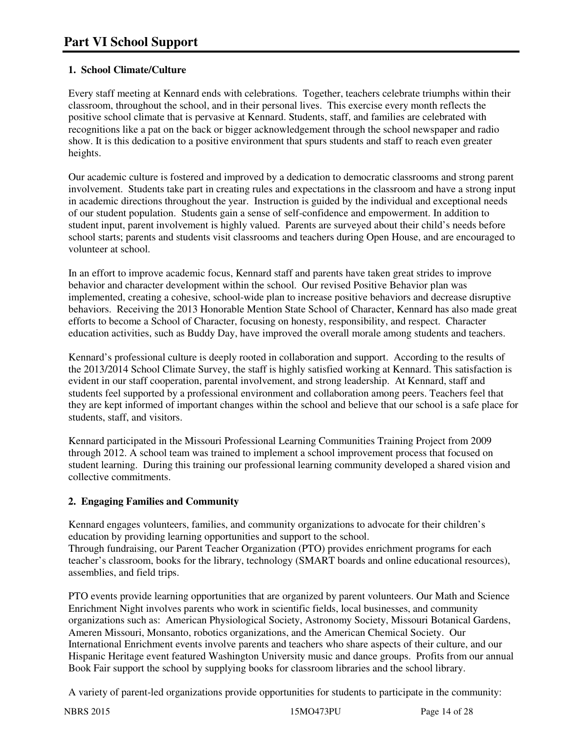# Part VI School Support

## 1. School Climate/Culture

Every staff meeting at Kennard ends with celebrations. Together, teachers celebrate triumphs within their classroom, throughout the school, and in their personal lives. This exercise every month reflects the positive school climate that is pervasive at Kennard. Students, staff, and families are celebrated with recognitions like a pat on the back or bigger acknowledgement through the school newspaper and radio show. It is this dedication to a positive environment that spurs students and staff to reach even greater heights.

Our academic culture is fostered and improved by a dedication to democratic classrooms and strong parent involvement. Students take part in creating rules and expectations in the classroom and have a strong input in academic directions throughout the year. Instruction is guided by the individual and exceptional needs of our student population. Students gain a sense of self-confidence and empowerment. In addition to student input, parent involvement is highly valued. Parents are surveyed about their child's needs before school starts; parents and students visit classrooms and teachers during Open House, and are encouraged to volunteer at school.

In an effort to improve academic focus, Kennard staff and parents have taken great strides to improve behavior and character development within the school. Our revised Positive Behavior plan was implemented, creating a cohesive, school-wide plan to increase positive behaviors and decrease disruptive behaviors. Receiving the 2013 Honorable Mention State School of Character, Kennard has also made great efforts to become a School of Character, focusing on honesty, responsibility, and respect. Character education activities, such as Buddy Day, have improved the overall morale among students and teachers.

Kennard's professional culture is deeply rooted in collaboration and support. According to the results of the 2013/2014 School Climate Survey, the staff is highly satisfied working at Kennard. This satisfaction is evident in our staff cooperation, parental involvement, and strong leadership. At Kennard, staff and students feel supported by a professional environment and collaboration among peers. Teachers feel that they are kept informed of important changes within the school and believe that our school is a safe place for students, staff, and visitors.

Kennard participated in the Missouri Professional Learning Communities Training Project from 2009 through 2012. A school team was trained to implement a school improvement process that focused on student learning. During this training our professional learning community developed a shared vision and collective commitments.

## 2. Engaging Families and Community

Kennard engages volunteers, families, and community organizations to advocate for their children's education by providing learning opportunities and support to the school.
Through fundraising, our Parent Teacher Organization (PTO) provides enrichment programs for each teacher's classroom, books for the library, technology (SMART boards and online educational resources), assemblies, and field trips.

PTO events provide learning opportunities that are organized by parent volunteers. Our Math and Science Enrichment Night involves parents who work in scientific fields, local businesses, and community organizations such as: American Physiological Society, Astronomy Society, Missouri Botanical Gardens, Ameren Missouri, Monsanto, robotics organizations, and the American Chemical Society. Our International Enrichment events involve parents and teachers who share aspects of their culture, and our Hispanic Heritage event featured Washington University music and dance groups. Profits from our annual Book Fair support the school by supplying books for classroom libraries and the school library.

A variety of parent-led organizations provide opportunities for students to participate in the community: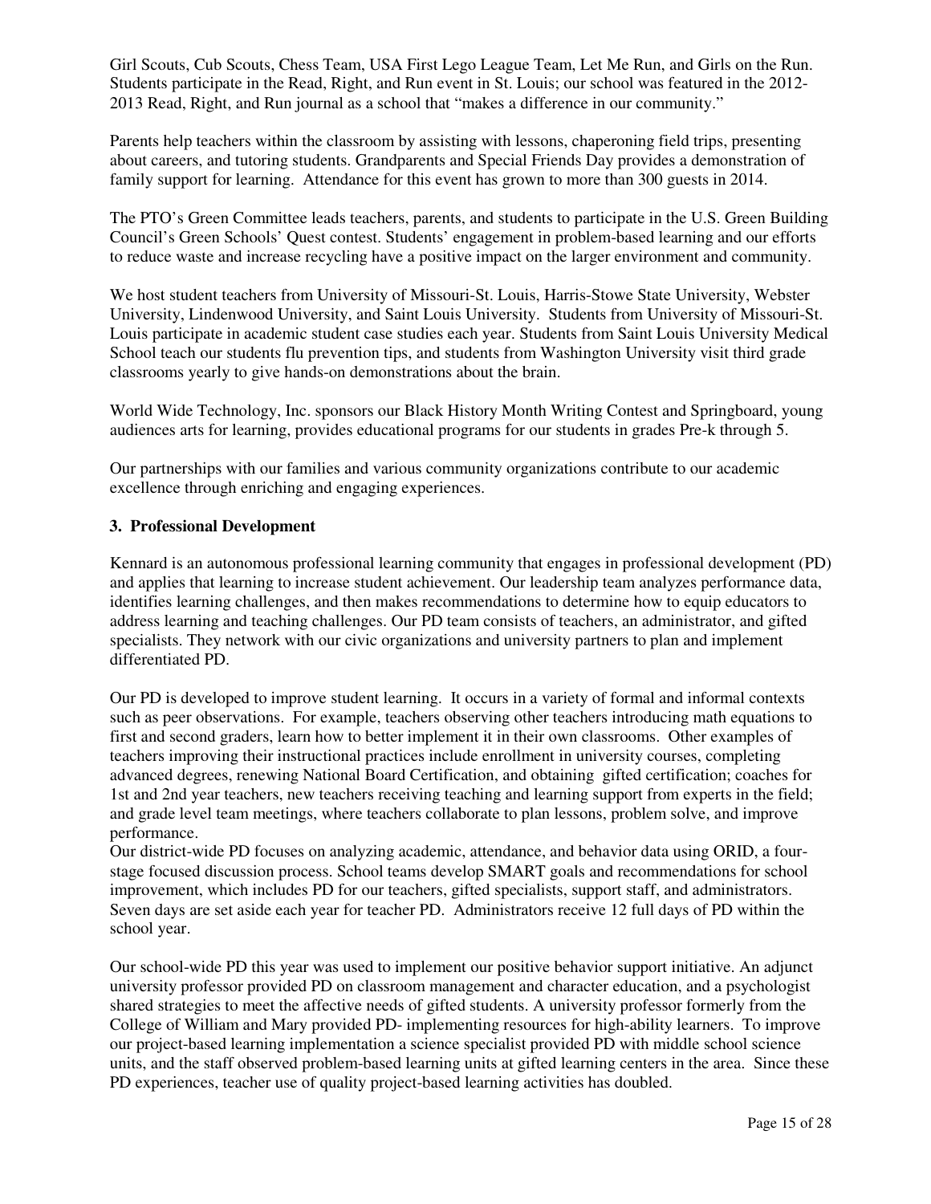Girl Scouts, Cub Scouts, Chess Team, USA First Lego League Team, Let Me Run, and Girls on the Run. Students participate in the Read, Right, and Run event in St. Louis; our school was featured in the 2012-2013 Read, Right, and Run journal as a school that "makes a difference in our community."

Parents help teachers within the classroom by assisting with lessons, chaperoning field trips, presenting about careers, and tutoring students. Grandparents and Special Friends Day provides a demonstration of family support for learning. Attendance for this event has grown to more than 300 guests in 2014.

The PTO's Green Committee leads teachers, parents, and students to participate in the U.S. Green Building Council's Green Schools' Quest contest. Students' engagement in problem-based learning and our efforts to reduce waste and increase recycling have a positive impact on the larger environment and community.

We host student teachers from University of Missouri-St. Louis, Harris-Stowe State University, Webster University, Lindenwood University, and Saint Louis University. Students from University of Missouri-St. Louis participate in academic student case studies each year. Students from Saint Louis University Medical School teach our students flu prevention tips, and students from Washington University visit third grade classrooms yearly to give hands-on demonstrations about the brain.

World Wide Technology, Inc. sponsors our Black History Month Writing Contest and Springboard, young audiences arts for learning, provides educational programs for our students in grades Pre-k through 5.

Our partnerships with our families and various community organizations contribute to our academic excellence through enriching and engaging experiences.

### 3. Professional Development

Kennard is an autonomous professional learning community that engages in professional development (PD) and applies that learning to increase student achievement. Our leadership team analyzes performance data, identifies learning challenges, and then makes recommendations to determine how to equip educators to address learning and teaching challenges. Our PD team consists of teachers, an administrator, and gifted specialists. They network with our civic organizations and university partners to plan and implement differentiated PD.

Our PD is developed to improve student learning. It occurs in a variety of formal and informal contexts such as peer observations. For example, teachers observing other teachers introducing math equations to first and second graders, learn how to better implement it in their own classrooms. Other examples of teachers improving their instructional practices include enrollment in university courses, completing advanced degrees, renewing National Board Certification, and obtaining gifted certification; coaches for 1st and 2nd year teachers, new teachers receiving teaching and learning support from experts in the field; and grade level team meetings, where teachers collaborate to plan lessons, problem solve, and improve performance.

Our district-wide PD focuses on analyzing academic, attendance, and behavior data using ORID, a four-stage focused discussion process. School teams develop SMART goals and recommendations for school improvement, which includes PD for our teachers, gifted specialists, support staff, and administrators. Seven days are set aside each year for teacher PD. Administrators receive 12 full days of PD within the school year.

Our school-wide PD this year was used to implement our positive behavior support initiative. An adjunct university professor provided PD on classroom management and character education, and a psychologist shared strategies to meet the affective needs of gifted students. A university professor formerly from the College of William and Mary provided PD- implementing resources for high-ability learners. To improve our project-based learning implementation a science specialist provided PD with middle school science units, and the staff observed problem-based learning units at gifted learning centers in the area. Since these PD experiences, teacher use of quality project-based learning activities has doubled.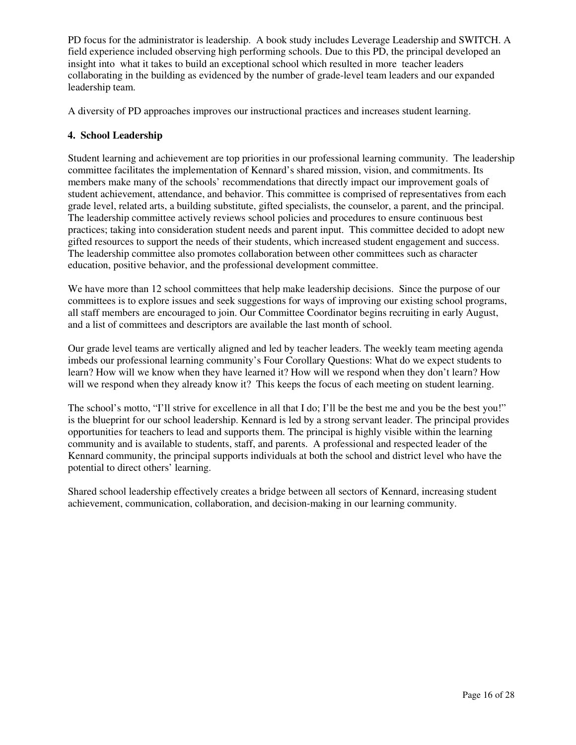PD focus for the administrator is leadership. A book study includes Leverage Leadership and SWITCH. A field experience included observing high performing schools. Due to this PD, the principal developed an insight into what it takes to build an exceptional school which resulted in more teacher leaders collaborating in the building as evidenced by the number of grade-level team leaders and our expanded leadership team.

A diversity of PD approaches improves our instructional practices and increases student learning.

**4. School Leadership**

Student learning and achievement are top priorities in our professional learning community. The leadership committee facilitates the implementation of Kennard's shared mission, vision, and commitments. Its members make many of the schools' recommendations that directly impact our improvement goals of student achievement, attendance, and behavior. This committee is comprised of representatives from each grade level, related arts, a building substitute, gifted specialists, the counselor, a parent, and the principal. The leadership committee actively reviews school policies and procedures to ensure continuous best practices; taking into consideration student needs and parent input. This committee decided to adopt new gifted resources to support the needs of their students, which increased student engagement and success. The leadership committee also promotes collaboration between other committees such as character education, positive behavior, and the professional development committee.

We have more than 12 school committees that help make leadership decisions. Since the purpose of our committees is to explore issues and seek suggestions for ways of improving our existing school programs, all staff members are encouraged to join. Our Committee Coordinator begins recruiting in early August, and a list of committees and descriptors are available the last month of school.

Our grade level teams are vertically aligned and led by teacher leaders. The weekly team meeting agenda imbeds our professional learning community's Four Corollary Questions: What do we expect students to learn? How will we know when they have learned it? How will we respond when they don't learn? How will we respond when they already know it? This keeps the focus of each meeting on student learning.

The school's motto, "I'll strive for excellence in all that I do; I'll be the best me and you be the best you!" is the blueprint for our school leadership. Kennard is led by a strong servant leader. The principal provides opportunities for teachers to lead and supports them. The principal is highly visible within the learning community and is available to students, staff, and parents. A professional and respected leader of the Kennard community, the principal supports individuals at both the school and district level who have the potential to direct others' learning.

Shared school leadership effectively creates a bridge between all sectors of Kennard, increasing student achievement, communication, collaboration, and decision-making in our learning community.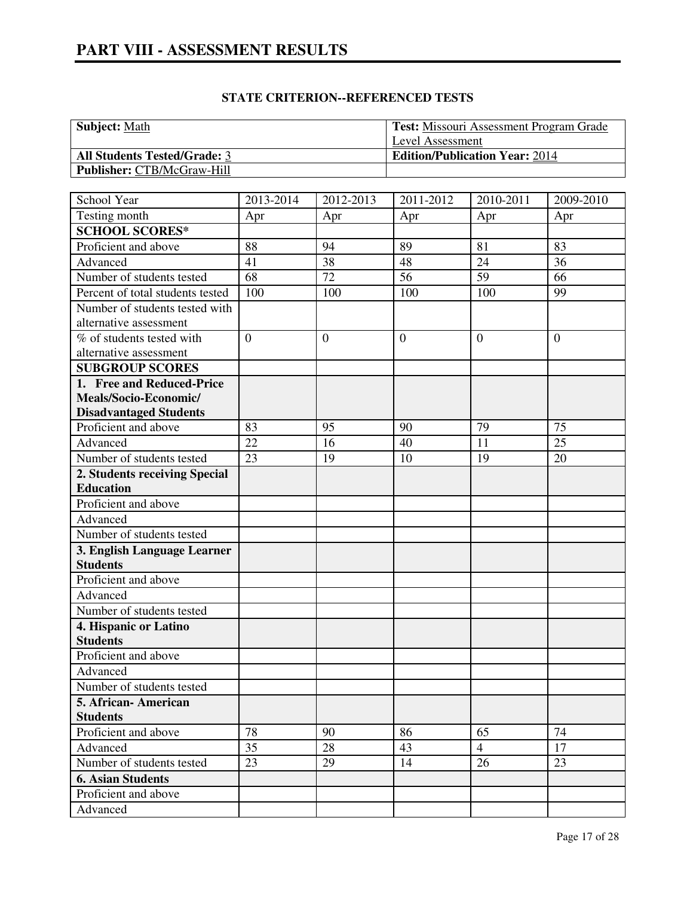# PART VIII - ASSESSMENT RESULTS

**STATE CRITERION--REFERENCED TESTS**

| | |
|---|---|
| **Subject:** Math | **Test:** Missouri Assessment Program Grade Level Assessment |
| **All Students Tested/Grade:** 3 | **Edition/Publication Year:** 2014 |
| **Publisher:** CTB/McGraw-Hill | |

| School Year | 2013-2014 | 2012-2013 | 2011-2012 | 2010-2011 | 2009-2010 |
|---|---|---|---|---|---|
| Testing month | Apr | Apr | Apr | Apr | Apr |
| **SCHOOL SCORES*** | | | | | |
| Proficient and above | 88 | 94 | 89 | 81 | 83 |
| Advanced | 41 | 38 | 48 | 24 | 36 |
| Number of students tested | 68 | 72 | 56 | 59 | 66 |
| Percent of total students tested | 100 | 100 | 100 | 100 | 99 |
| Number of students tested with alternative assessment | | | | | |
| % of students tested with alternative assessment | 0 | 0 | 0 | 0 | 0 |
| **SUBGROUP SCORES** | | | | | |
| **1. Free and Reduced-Price Meals/Socio-Economic/ Disadvantaged Students** | | | | | |
| Proficient and above | 83 | 95 | 90 | 79 | 75 |
| Advanced | 22 | 16 | 40 | 11 | 25 |
| Number of students tested | 23 | 19 | 10 | 19 | 20 |
| **2. Students receiving Special Education** | | | | | |
| Proficient and above | | | | | |
| Advanced | | | | | |
| Number of students tested | | | | | |
| **3. English Language Learner Students** | | | | | |
| Proficient and above | | | | | |
| Advanced | | | | | |
| Number of students tested | | | | | |
| **4. Hispanic or Latino Students** | | | | | |
| Proficient and above | | | | | |
| Advanced | | | | | |
| Number of students tested | | | | | |
| **5. African- American Students** | | | | | |
| Proficient and above | 78 | 90 | 86 | 65 | 74 |
| Advanced | 35 | 28 | 43 | 4 | 17 |
| Number of students tested | 23 | 29 | 14 | 26 | 23 |
| **6. Asian Students** | | | | | |
| Proficient and above | | | | | |
| Advanced | | | | | |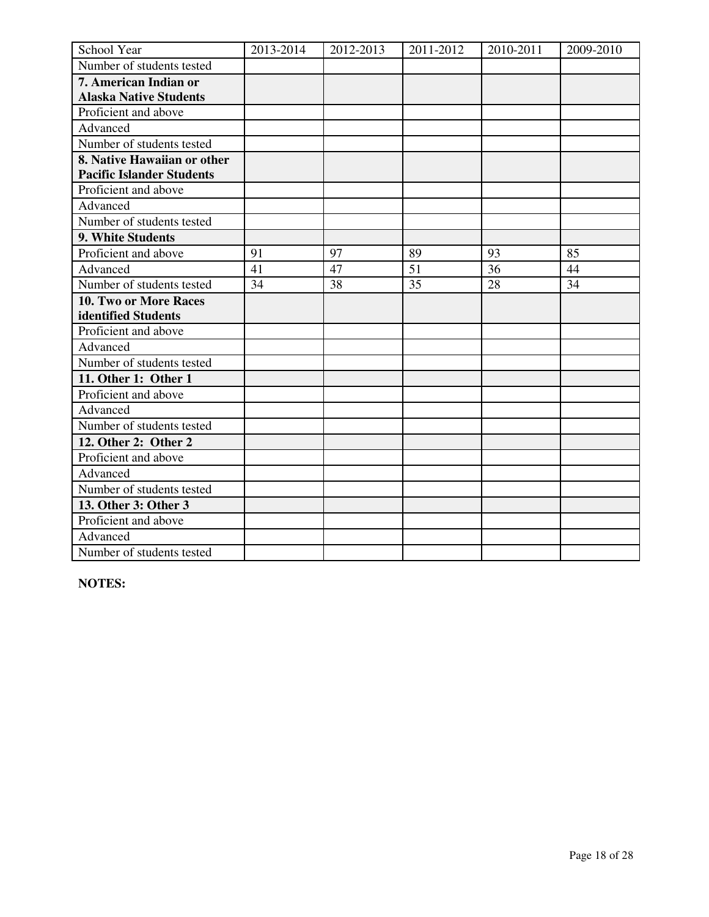| School Year | 2013-2014 | 2012-2013 | 2011-2012 | 2010-2011 | 2009-2010 |
| --- | --- | --- | --- | --- | --- |
| Number of students tested | | | | | |
| **7. American Indian or Alaska Native Students** | | | | | |
| Proficient and above | | | | | |
| Advanced | | | | | |
| Number of students tested | | | | | |
| **8. Native Hawaiian or other Pacific Islander Students** | | | | | |
| Proficient and above | | | | | |
| Advanced | | | | | |
| Number of students tested | | | | | |
| **9. White Students** | | | | | |
| Proficient and above | 91 | 97 | 89 | 93 | 85 |
| Advanced | 41 | 47 | 51 | 36 | 44 |
| Number of students tested | 34 | 38 | 35 | 28 | 34 |
| **10. Two or More Races identified Students** | | | | | |
| Proficient and above | | | | | |
| Advanced | | | | | |
| Number of students tested | | | | | |
| **11. Other 1: Other 1** | | | | | |
| Proficient and above | | | | | |
| Advanced | | | | | |
| Number of students tested | | | | | |
| **12. Other 2: Other 2** | | | | | |
| Proficient and above | | | | | |
| Advanced | | | | | |
| Number of students tested | | | | | |
| **13. Other 3: Other 3** | | | | | |
| Proficient and above | | | | | |
| Advanced | | | | | |
| Number of students tested | | | | | |

**NOTES:**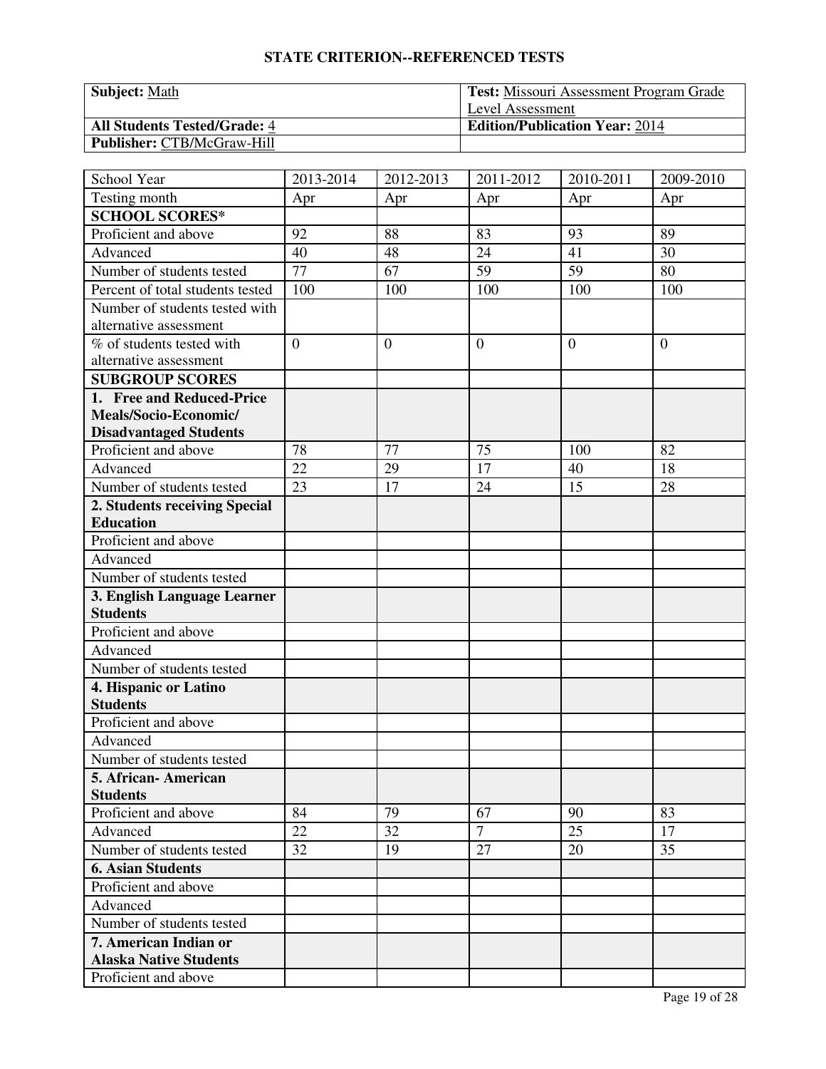## STATE CRITERION--REFERENCED TESTS

| | |
|---|---|
| **Subject:** Math | **Test:** Missouri Assessment Program Grade Level Assessment |
| **All Students Tested/Grade:** 4 | **Edition/Publication Year:** 2014 |
| **Publisher:** CTB/McGraw-Hill | |

| School Year | 2013-2014 | 2012-2013 | 2011-2012 | 2010-2011 | 2009-2010 |
|---|---|---|---|---|---|
| Testing month | Apr | Apr | Apr | Apr | Apr |
| **SCHOOL SCORES*** | | | | | |
| Proficient and above | 92 | 88 | 83 | 93 | 89 |
| Advanced | 40 | 48 | 24 | 41 | 30 |
| Number of students tested | 77 | 67 | 59 | 59 | 80 |
| Percent of total students tested | 100 | 100 | 100 | 100 | 100 |
| Number of students tested with alternative assessment | | | | | |
| % of students tested with alternative assessment | 0 | 0 | 0 | 0 | 0 |
| **SUBGROUP SCORES** | | | | | |
| **1. Free and Reduced-Price Meals/Socio-Economic/ Disadvantaged Students** | | | | | |
| Proficient and above | 78 | 77 | 75 | 100 | 82 |
| Advanced | 22 | 29 | 17 | 40 | 18 |
| Number of students tested | 23 | 17 | 24 | 15 | 28 |
| **2. Students receiving Special Education** | | | | | |
| Proficient and above | | | | | |
| Advanced | | | | | |
| Number of students tested | | | | | |
| **3. English Language Learner Students** | | | | | |
| Proficient and above | | | | | |
| Advanced | | | | | |
| Number of students tested | | | | | |
| **4. Hispanic or Latino Students** | | | | | |
| Proficient and above | | | | | |
| Advanced | | | | | |
| Number of students tested | | | | | |
| **5. African- American Students** | | | | | |
| Proficient and above | 84 | 79 | 67 | 90 | 83 |
| Advanced | 22 | 32 | 7 | 25 | 17 |
| Number of students tested | 32 | 19 | 27 | 20 | 35 |
| **6. Asian Students** | | | | | |
| Proficient and above | | | | | |
| Advanced | | | | | |
| Number of students tested | | | | | |
| **7. American Indian or Alaska Native Students** | | | | | |
| Proficient and above | | | | | |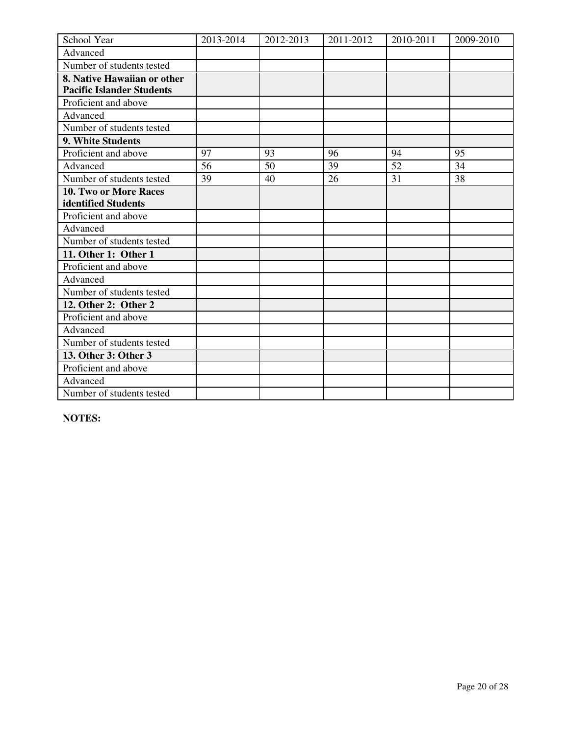| School Year | 2013-2014 | 2012-2013 | 2011-2012 | 2010-2011 | 2009-2010 |
|---|---|---|---|---|---|
| Advanced | | | | | |
| Number of students tested | | | | | |
| **8. Native Hawaiian or other Pacific Islander Students** | | | | | |
| Proficient and above | | | | | |
| Advanced | | | | | |
| Number of students tested | | | | | |
| **9. White Students** | | | | | |
| Proficient and above | 97 | 93 | 96 | 94 | 95 |
| Advanced | 56 | 50 | 39 | 52 | 34 |
| Number of students tested | 39 | 40 | 26 | 31 | 38 |
| **10. Two or More Races identified Students** | | | | | |
| Proficient and above | | | | | |
| Advanced | | | | | |
| Number of students tested | | | | | |
| **11. Other 1: Other 1** | | | | | |
| Proficient and above | | | | | |
| Advanced | | | | | |
| Number of students tested | | | | | |
| **12. Other 2: Other 2** | | | | | |
| Proficient and above | | | | | |
| Advanced | | | | | |
| Number of students tested | | | | | |
| **13. Other 3: Other 3** | | | | | |
| Proficient and above | | | | | |
| Advanced | | | | | |
| Number of students tested | | | | | |

**NOTES:**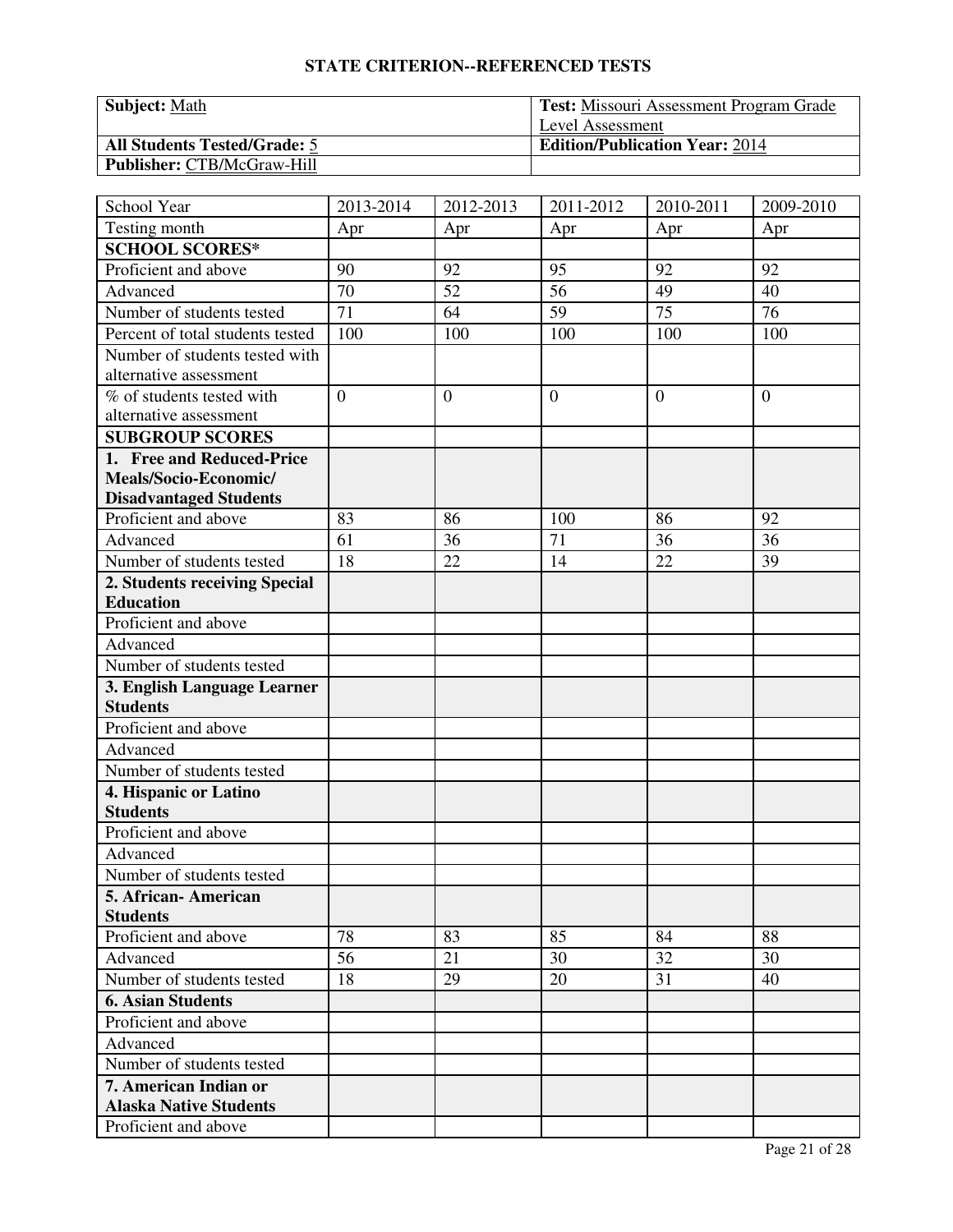## STATE CRITERION--REFERENCED TESTS

| | |
|---|---|
| **Subject:** Math | **Test:** Missouri Assessment Program Grade Level Assessment |
| **All Students Tested/Grade:** 5 | **Edition/Publication Year:** 2014 |
| **Publisher:** CTB/McGraw-Hill | |

| School Year | 2013-2014 | 2012-2013 | 2011-2012 | 2010-2011 | 2009-2010 |
|---|---|---|---|---|---|
| Testing month | Apr | Apr | Apr | Apr | Apr |
| **SCHOOL SCORES*** | | | | | |
| Proficient and above | 90 | 92 | 95 | 92 | 92 |
| Advanced | 70 | 52 | 56 | 49 | 40 |
| Number of students tested | 71 | 64 | 59 | 75 | 76 |
| Percent of total students tested | 100 | 100 | 100 | 100 | 100 |
| Number of students tested with alternative assessment | | | | | |
| % of students tested with alternative assessment | 0 | 0 | 0 | 0 | 0 |
| **SUBGROUP SCORES** | | | | | |
| **1. Free and Reduced-Price Meals/Socio-Economic/ Disadvantaged Students** | | | | | |
| Proficient and above | 83 | 86 | 100 | 86 | 92 |
| Advanced | 61 | 36 | 71 | 36 | 36 |
| Number of students tested | 18 | 22 | 14 | 22 | 39 |
| **2. Students receiving Special Education** | | | | | |
| Proficient and above | | | | | |
| Advanced | | | | | |
| Number of students tested | | | | | |
| **3. English Language Learner Students** | | | | | |
| Proficient and above | | | | | |
| Advanced | | | | | |
| Number of students tested | | | | | |
| **4. Hispanic or Latino Students** | | | | | |
| Proficient and above | | | | | |
| Advanced | | | | | |
| Number of students tested | | | | | |
| **5. African- American Students** | | | | | |
| Proficient and above | 78 | 83 | 85 | 84 | 88 |
| Advanced | 56 | 21 | 30 | 32 | 30 |
| Number of students tested | 18 | 29 | 20 | 31 | 40 |
| **6. Asian Students** | | | | | |
| Proficient and above | | | | | |
| Advanced | | | | | |
| Number of students tested | | | | | |
| **7. American Indian or Alaska Native Students** | | | | | |
| Proficient and above | | | | | |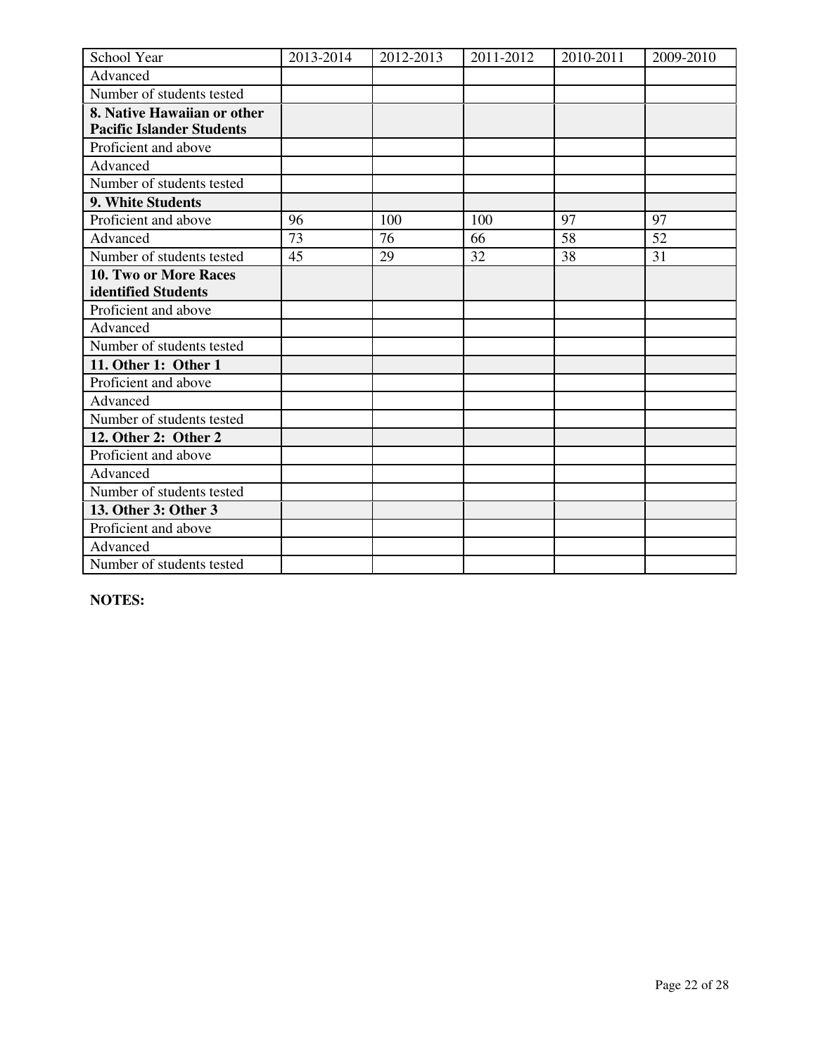| School Year | 2013-2014 | 2012-2013 | 2011-2012 | 2010-2011 | 2009-2010 |
|---|---|---|---|---|---|
| Advanced | | | | | |
| Number of students tested | | | | | |
| **8. Native Hawaiian or other Pacific Islander Students** | | | | | |
| Proficient and above | | | | | |
| Advanced | | | | | |
| Number of students tested | | | | | |
| **9. White Students** | | | | | |
| Proficient and above | 96 | 100 | 100 | 97 | 97 |
| Advanced | 73 | 76 | 66 | 58 | 52 |
| Number of students tested | 45 | 29 | 32 | 38 | 31 |
| **10. Two or More Races identified Students** | | | | | |
| Proficient and above | | | | | |
| Advanced | | | | | |
| Number of students tested | | | | | |
| **11. Other 1: Other 1** | | | | | |
| Proficient and above | | | | | |
| Advanced | | | | | |
| Number of students tested | | | | | |
| **12. Other 2: Other 2** | | | | | |
| Proficient and above | | | | | |
| Advanced | | | | | |
| Number of students tested | | | | | |
| **13. Other 3: Other 3** | | | | | |
| Proficient and above | | | | | |
| Advanced | | | | | |
| Number of students tested | | | | | |

**NOTES:**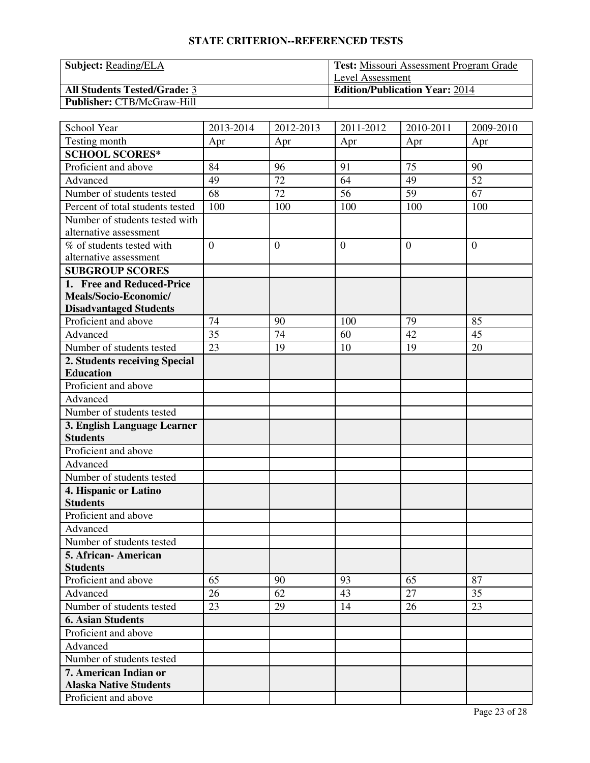## STATE CRITERION--REFERENCED TESTS

| | |
|---|---|
| **Subject:** Reading/ELA | **Test:** Missouri Assessment Program Grade Level Assessment |
| **All Students Tested/Grade:** 3 | **Edition/Publication Year:** 2014 |
| **Publisher:** CTB/McGraw-Hill | |

| School Year | 2013-2014 | 2012-2013 | 2011-2012 | 2010-2011 | 2009-2010 |
|---|---|---|---|---|---|
| Testing month | Apr | Apr | Apr | Apr | Apr |
| **SCHOOL SCORES*** | | | | | |
| Proficient and above | 84 | 96 | 91 | 75 | 90 |
| Advanced | 49 | 72 | 64 | 49 | 52 |
| Number of students tested | 68 | 72 | 56 | 59 | 67 |
| Percent of total students tested | 100 | 100 | 100 | 100 | 100 |
| Number of students tested with alternative assessment | | | | | |
| % of students tested with alternative assessment | 0 | 0 | 0 | 0 | 0 |
| **SUBGROUP SCORES** | | | | | |
| **1. Free and Reduced-Price Meals/Socio-Economic/ Disadvantaged Students** | | | | | |
| Proficient and above | 74 | 90 | 100 | 79 | 85 |
| Advanced | 35 | 74 | 60 | 42 | 45 |
| Number of students tested | 23 | 19 | 10 | 19 | 20 |
| **2. Students receiving Special Education** | | | | | |
| Proficient and above | | | | | |
| Advanced | | | | | |
| Number of students tested | | | | | |
| **3. English Language Learner Students** | | | | | |
| Proficient and above | | | | | |
| Advanced | | | | | |
| Number of students tested | | | | | |
| **4. Hispanic or Latino Students** | | | | | |
| Proficient and above | | | | | |
| Advanced | | | | | |
| Number of students tested | | | | | |
| **5. African- American Students** | | | | | |
| Proficient and above | 65 | 90 | 93 | 65 | 87 |
| Advanced | 26 | 62 | 43 | 27 | 35 |
| Number of students tested | 23 | 29 | 14 | 26 | 23 |
| **6. Asian Students** | | | | | |
| Proficient and above | | | | | |
| Advanced | | | | | |
| Number of students tested | | | | | |
| **7. American Indian or Alaska Native Students** | | | | | |
| Proficient and above | | | | | |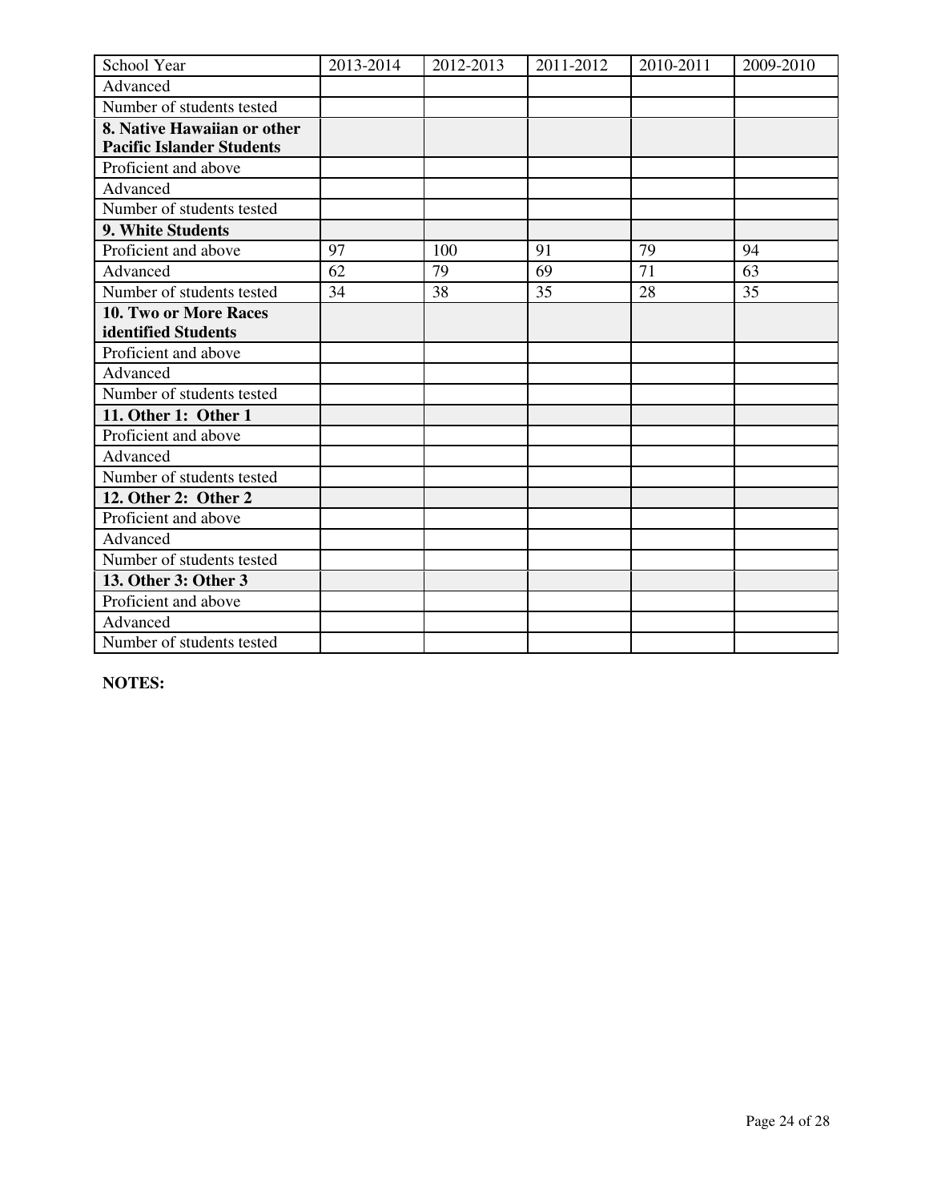| School Year | 2013-2014 | 2012-2013 | 2011-2012 | 2010-2011 | 2009-2010 |
|---|---|---|---|---|---|
| Advanced | | | | | |
| Number of students tested | | | | | |
| **8. Native Hawaiian or other Pacific Islander Students** | | | | | |
| Proficient and above | | | | | |
| Advanced | | | | | |
| Number of students tested | | | | | |
| **9. White Students** | | | | | |
| Proficient and above | 97 | 100 | 91 | 79 | 94 |
| Advanced | 62 | 79 | 69 | 71 | 63 |
| Number of students tested | 34 | 38 | 35 | 28 | 35 |
| **10. Two or More Races identified Students** | | | | | |
| Proficient and above | | | | | |
| Advanced | | | | | |
| Number of students tested | | | | | |
| **11. Other 1: Other 1** | | | | | |
| Proficient and above | | | | | |
| Advanced | | | | | |
| Number of students tested | | | | | |
| **12. Other 2: Other 2** | | | | | |
| Proficient and above | | | | | |
| Advanced | | | | | |
| Number of students tested | | | | | |
| **13. Other 3: Other 3** | | | | | |
| Proficient and above | | | | | |
| Advanced | | | | | |
| Number of students tested | | | | | |

**NOTES:**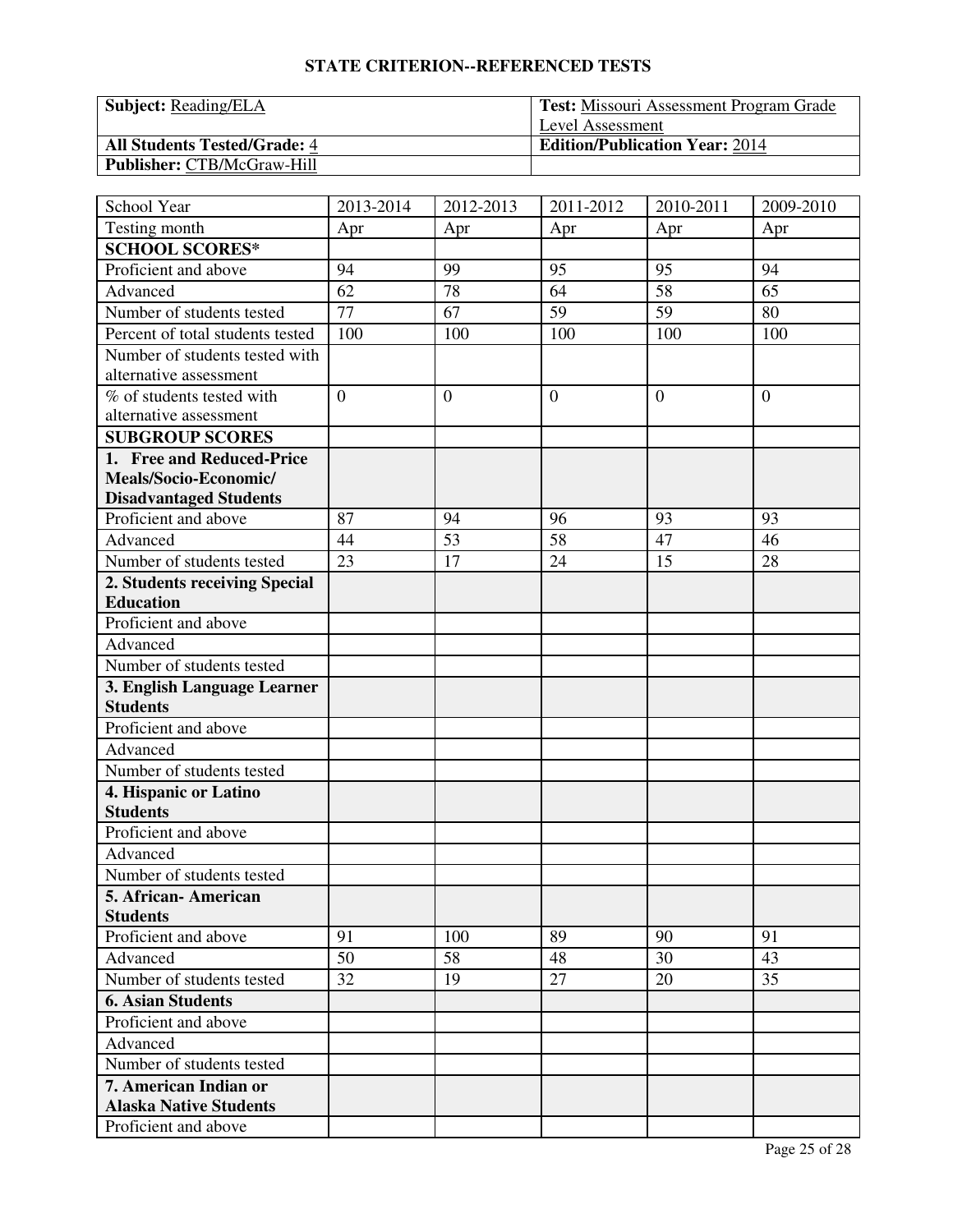## STATE CRITERION--REFERENCED TESTS

| | |
|---|---|
| **Subject:** Reading/ELA | **Test:** Missouri Assessment Program Grade Level Assessment |
| **All Students Tested/Grade:** 4 | **Edition/Publication Year:** 2014 |
| **Publisher:** CTB/McGraw-Hill | |

| School Year | 2013-2014 | 2012-2013 | 2011-2012 | 2010-2011 | 2009-2010 |
|---|---|---|---|---|---|
| Testing month | Apr | Apr | Apr | Apr | Apr |
| **SCHOOL SCORES*** | | | | | |
| Proficient and above | 94 | 99 | 95 | 95 | 94 |
| Advanced | 62 | 78 | 64 | 58 | 65 |
| Number of students tested | 77 | 67 | 59 | 59 | 80 |
| Percent of total students tested | 100 | 100 | 100 | 100 | 100 |
| Number of students tested with alternative assessment | | | | | |
| % of students tested with alternative assessment | 0 | 0 | 0 | 0 | 0 |
| **SUBGROUP SCORES** | | | | | |
| **1. Free and Reduced-Price Meals/Socio-Economic/ Disadvantaged Students** | | | | | |
| Proficient and above | 87 | 94 | 96 | 93 | 93 |
| Advanced | 44 | 53 | 58 | 47 | 46 |
| Number of students tested | 23 | 17 | 24 | 15 | 28 |
| **2. Students receiving Special Education** | | | | | |
| Proficient and above | | | | | |
| Advanced | | | | | |
| Number of students tested | | | | | |
| **3. English Language Learner Students** | | | | | |
| Proficient and above | | | | | |
| Advanced | | | | | |
| Number of students tested | | | | | |
| **4. Hispanic or Latino Students** | | | | | |
| Proficient and above | | | | | |
| Advanced | | | | | |
| Number of students tested | | | | | |
| **5. African- American Students** | | | | | |
| Proficient and above | 91 | 100 | 89 | 90 | 91 |
| Advanced | 50 | 58 | 48 | 30 | 43 |
| Number of students tested | 32 | 19 | 27 | 20 | 35 |
| **6. Asian Students** | | | | | |
| Proficient and above | | | | | |
| Advanced | | | | | |
| Number of students tested | | | | | |
| **7. American Indian or Alaska Native Students** | | | | | |
| Proficient and above | | | | | |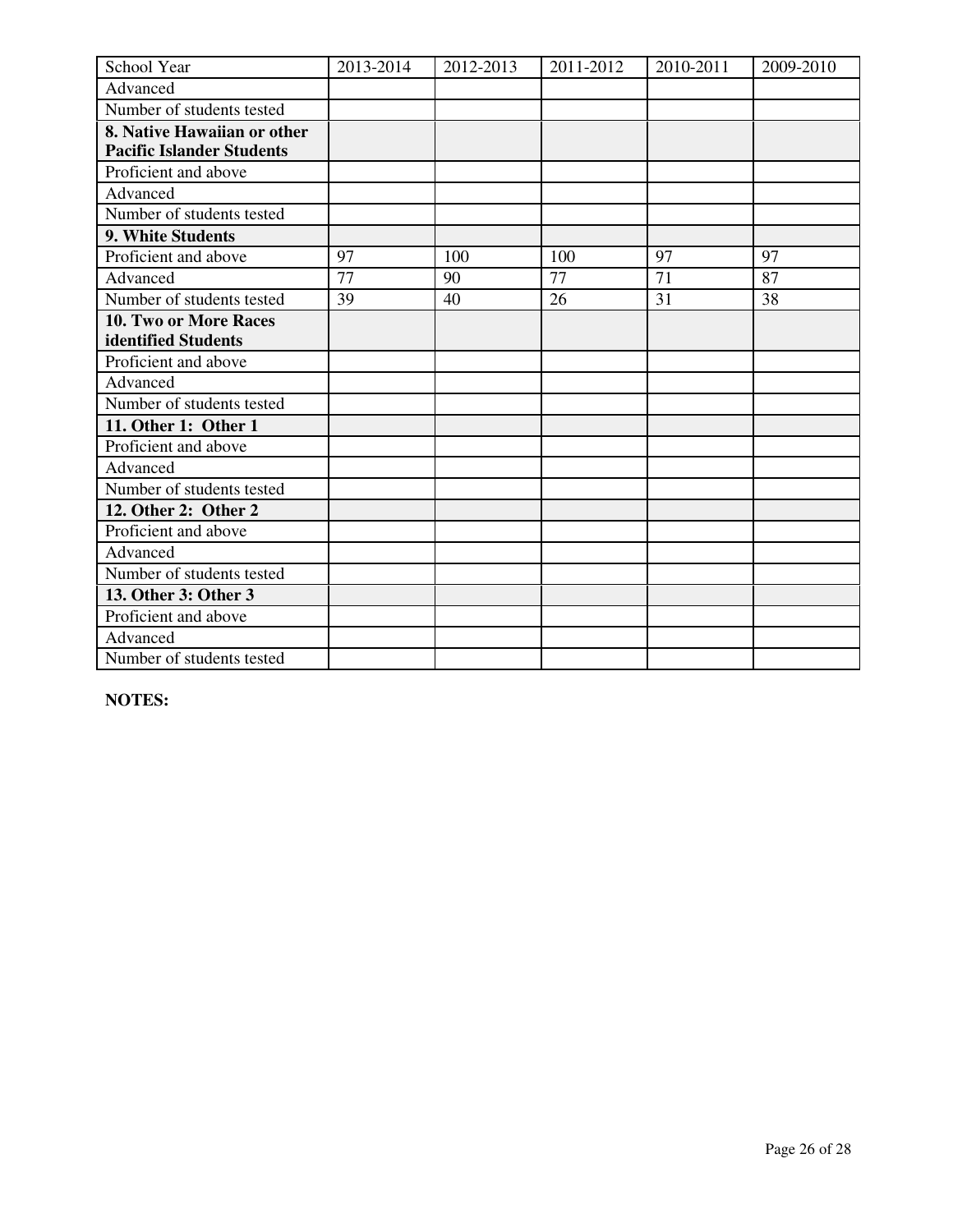| School Year | 2013-2014 | 2012-2013 | 2011-2012 | 2010-2011 | 2009-2010 |
|---|---|---|---|---|---|
| Advanced | | | | | |
| Number of students tested | | | | | |
| **8. Native Hawaiian or other Pacific Islander Students** | | | | | |
| Proficient and above | | | | | |
| Advanced | | | | | |
| Number of students tested | | | | | |
| **9. White Students** | | | | | |
| Proficient and above | 97 | 100 | 100 | 97 | 97 |
| Advanced | 77 | 90 | 77 | 71 | 87 |
| Number of students tested | 39 | 40 | 26 | 31 | 38 |
| **10. Two or More Races identified Students** | | | | | |
| Proficient and above | | | | | |
| Advanced | | | | | |
| Number of students tested | | | | | |
| **11. Other 1: Other 1** | | | | | |
| Proficient and above | | | | | |
| Advanced | | | | | |
| Number of students tested | | | | | |
| **12. Other 2: Other 2** | | | | | |
| Proficient and above | | | | | |
| Advanced | | | | | |
| Number of students tested | | | | | |
| **13. Other 3: Other 3** | | | | | |
| Proficient and above | | | | | |
| Advanced | | | | | |
| Number of students tested | | | | | |

**NOTES:**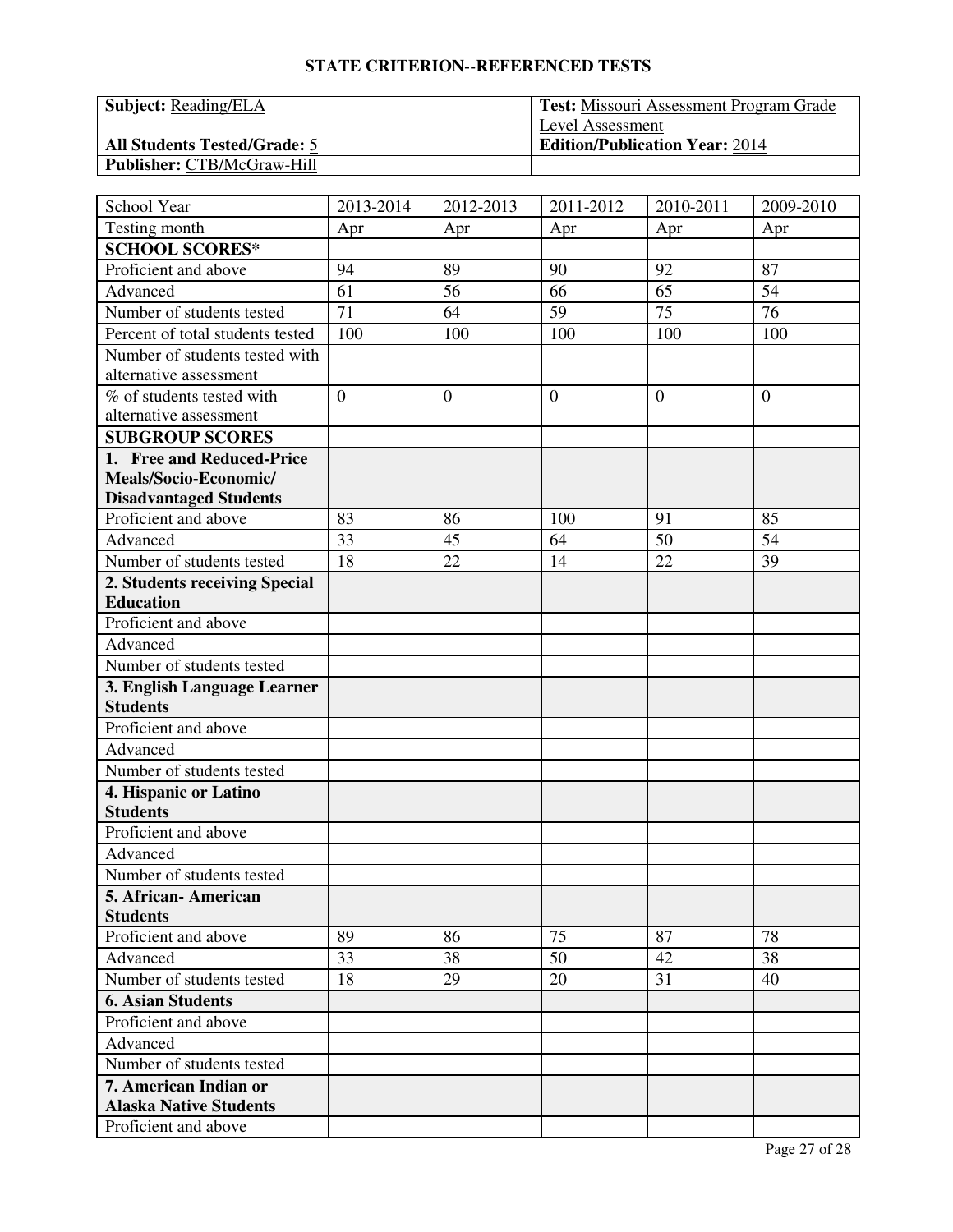**STATE CRITERION--REFERENCED TESTS**

| | |
|---|---|
| **Subject:** Reading/ELA | **Test:** Missouri Assessment Program Grade Level Assessment |
| **All Students Tested/Grade:** 5 | **Edition/Publication Year:** 2014 |
| **Publisher:** CTB/McGraw-Hill | |

| School Year | 2013-2014 | 2012-2013 | 2011-2012 | 2010-2011 | 2009-2010 |
|---|---|---|---|---|---|
| Testing month | Apr | Apr | Apr | Apr | Apr |
| **SCHOOL SCORES*** | | | | | |
| Proficient and above | 94 | 89 | 90 | 92 | 87 |
| Advanced | 61 | 56 | 66 | 65 | 54 |
| Number of students tested | 71 | 64 | 59 | 75 | 76 |
| Percent of total students tested | 100 | 100 | 100 | 100 | 100 |
| Number of students tested with alternative assessment | | | | | |
| % of students tested with alternative assessment | 0 | 0 | 0 | 0 | 0 |
| **SUBGROUP SCORES** | | | | | |
| **1. Free and Reduced-Price Meals/Socio-Economic/ Disadvantaged Students** | | | | | |
| Proficient and above | 83 | 86 | 100 | 91 | 85 |
| Advanced | 33 | 45 | 64 | 50 | 54 |
| Number of students tested | 18 | 22 | 14 | 22 | 39 |
| **2. Students receiving Special Education** | | | | | |
| Proficient and above | | | | | |
| Advanced | | | | | |
| Number of students tested | | | | | |
| **3. English Language Learner Students** | | | | | |
| Proficient and above | | | | | |
| Advanced | | | | | |
| Number of students tested | | | | | |
| **4. Hispanic or Latino Students** | | | | | |
| Proficient and above | | | | | |
| Advanced | | | | | |
| Number of students tested | | | | | |
| **5. African- American Students** | | | | | |
| Proficient and above | 89 | 86 | 75 | 87 | 78 |
| Advanced | 33 | 38 | 50 | 42 | 38 |
| Number of students tested | 18 | 29 | 20 | 31 | 40 |
| **6. Asian Students** | | | | | |
| Proficient and above | | | | | |
| Advanced | | | | | |
| Number of students tested | | | | | |
| **7. American Indian or Alaska Native Students** | | | | | |
| Proficient and above | | | | | |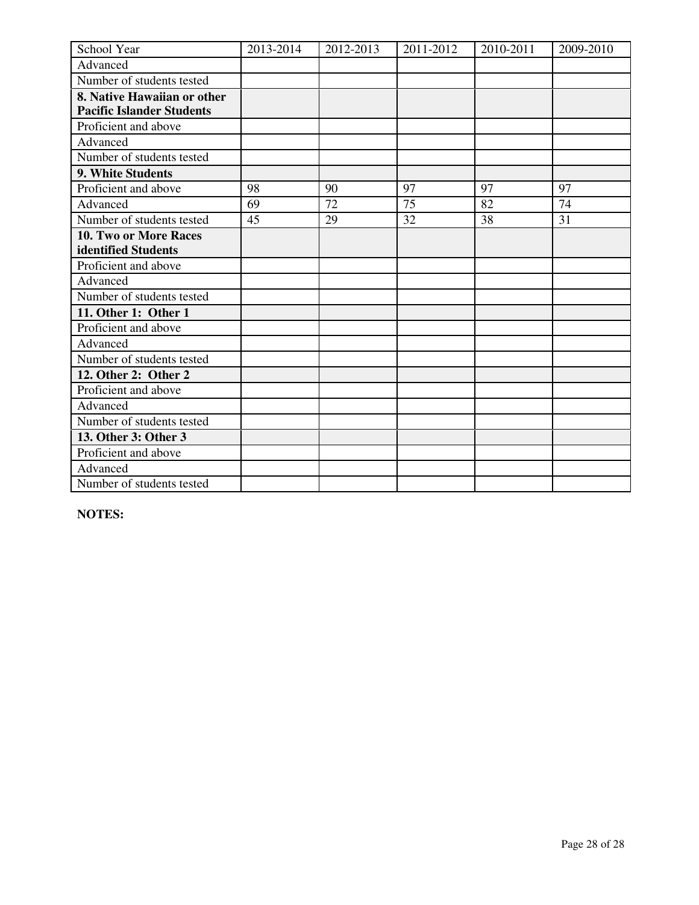| School Year | 2013-2014 | 2012-2013 | 2011-2012 | 2010-2011 | 2009-2010 |
| --- | --- | --- | --- | --- | --- |
| Advanced | | | | | |
| Number of students tested | | | | | |
| **8. Native Hawaiian or other Pacific Islander Students** | | | | | |
| Proficient and above | | | | | |
| Advanced | | | | | |
| Number of students tested | | | | | |
| **9. White Students** | | | | | |
| Proficient and above | 98 | 90 | 97 | 97 | 97 |
| Advanced | 69 | 72 | 75 | 82 | 74 |
| Number of students tested | 45 | 29 | 32 | 38 | 31 |
| **10. Two or More Races identified Students** | | | | | |
| Proficient and above | | | | | |
| Advanced | | | | | |
| Number of students tested | | | | | |
| **11. Other 1: Other 1** | | | | | |
| Proficient and above | | | | | |
| Advanced | | | | | |
| Number of students tested | | | | | |
| **12. Other 2: Other 2** | | | | | |
| Proficient and above | | | | | |
| Advanced | | | | | |
| Number of students tested | | | | | |
| **13. Other 3: Other 3** | | | | | |
| Proficient and above | | | | | |
| Advanced | | | | | |
| Number of students tested | | | | | |

**NOTES:**